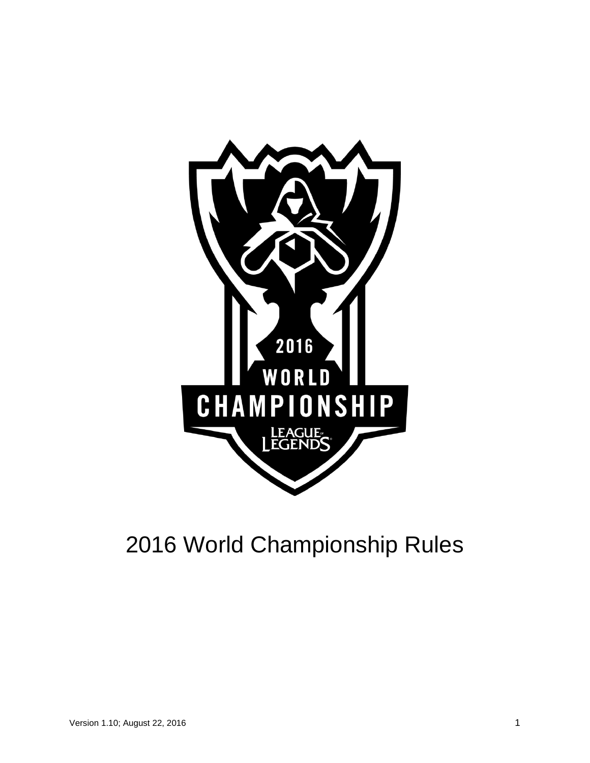# 2016 World Championship Rules

Version 1.10; August 22, 2016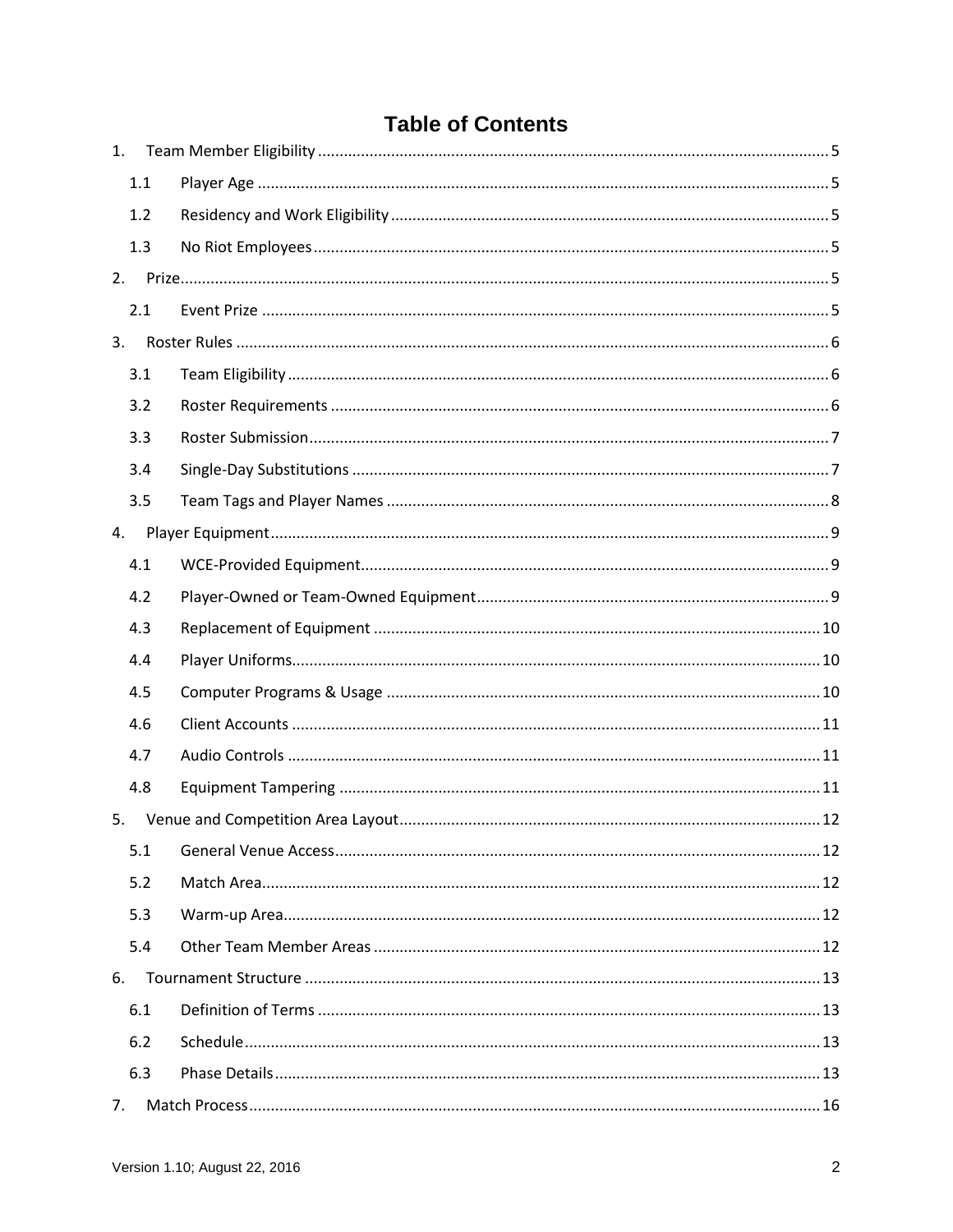# Table of Contents

1. Team Member Eligibility ..... 5
   - 1.1 Player Age ..... 5
   - 1.2 Residency and Work Eligibility ..... 5
   - 1.3 No Riot Employees ..... 5
2. Prize ..... 5
   - 2.1 Event Prize ..... 5
3. Roster Rules ..... 6
   - 3.1 Team Eligibility ..... 6
   - 3.2 Roster Requirements ..... 6
   - 3.3 Roster Submission ..... 7
   - 3.4 Single-Day Substitutions ..... 7
   - 3.5 Team Tags and Player Names ..... 8
4. Player Equipment ..... 9
   - 4.1 WCE-Provided Equipment ..... 9
   - 4.2 Player-Owned or Team-Owned Equipment ..... 9
   - 4.3 Replacement of Equipment ..... 10
   - 4.4 Player Uniforms ..... 10
   - 4.5 Computer Programs & Usage ..... 10
   - 4.6 Client Accounts ..... 11
   - 4.7 Audio Controls ..... 11
   - 4.8 Equipment Tampering ..... 11
5. Venue and Competition Area Layout ..... 12
   - 5.1 General Venue Access ..... 12
   - 5.2 Match Area ..... 12
   - 5.3 Warm-up Area ..... 12
   - 5.4 Other Team Member Areas ..... 12
6. Tournament Structure ..... 13
   - 6.1 Definition of Terms ..... 13
   - 6.2 Schedule ..... 13
   - 6.3 Phase Details ..... 13
7. Match Process ..... 16

Version 1.10; August 22, 2016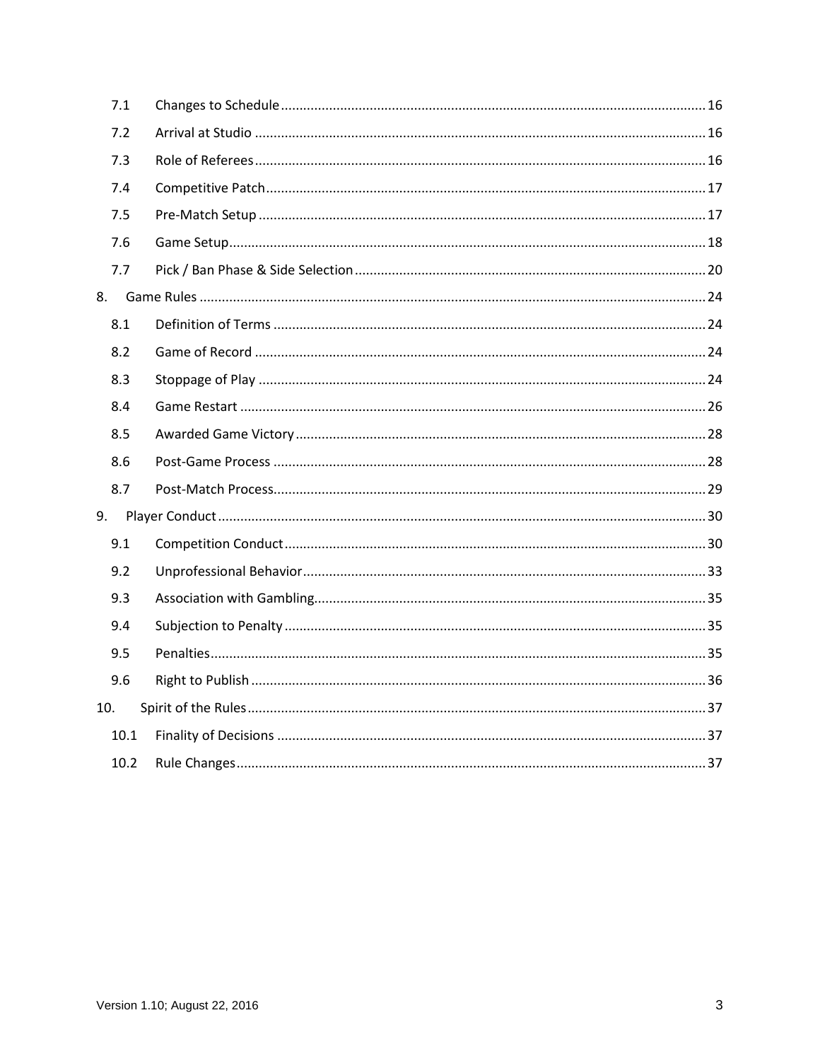- 7.1 Changes to Schedule ... 16
- 7.2 Arrival at Studio ... 16
- 7.3 Role of Referees ... 16
- 7.4 Competitive Patch ... 17
- 7.5 Pre-Match Setup ... 17
- 7.6 Game Setup ... 18
- 7.7 Pick / Ban Phase & Side Selection ... 20

8. Game Rules ... 24
   - 8.1 Definition of Terms ... 24
   - 8.2 Game of Record ... 24
   - 8.3 Stoppage of Play ... 24
   - 8.4 Game Restart ... 26
   - 8.5 Awarded Game Victory ... 28
   - 8.6 Post-Game Process ... 28
   - 8.7 Post-Match Process ... 29
9. Player Conduct ... 30
   - 9.1 Competition Conduct ... 30
   - 9.2 Unprofessional Behavior ... 33
   - 9.3 Association with Gambling ... 35
   - 9.4 Subjection to Penalty ... 35
   - 9.5 Penalties ... 35
   - 9.6 Right to Publish ... 36
10. Spirit of the Rules ... 37
    - 10.1 Finality of Decisions ... 37
    - 10.2 Rule Changes ... 37

Version 1.10; August 22, 2016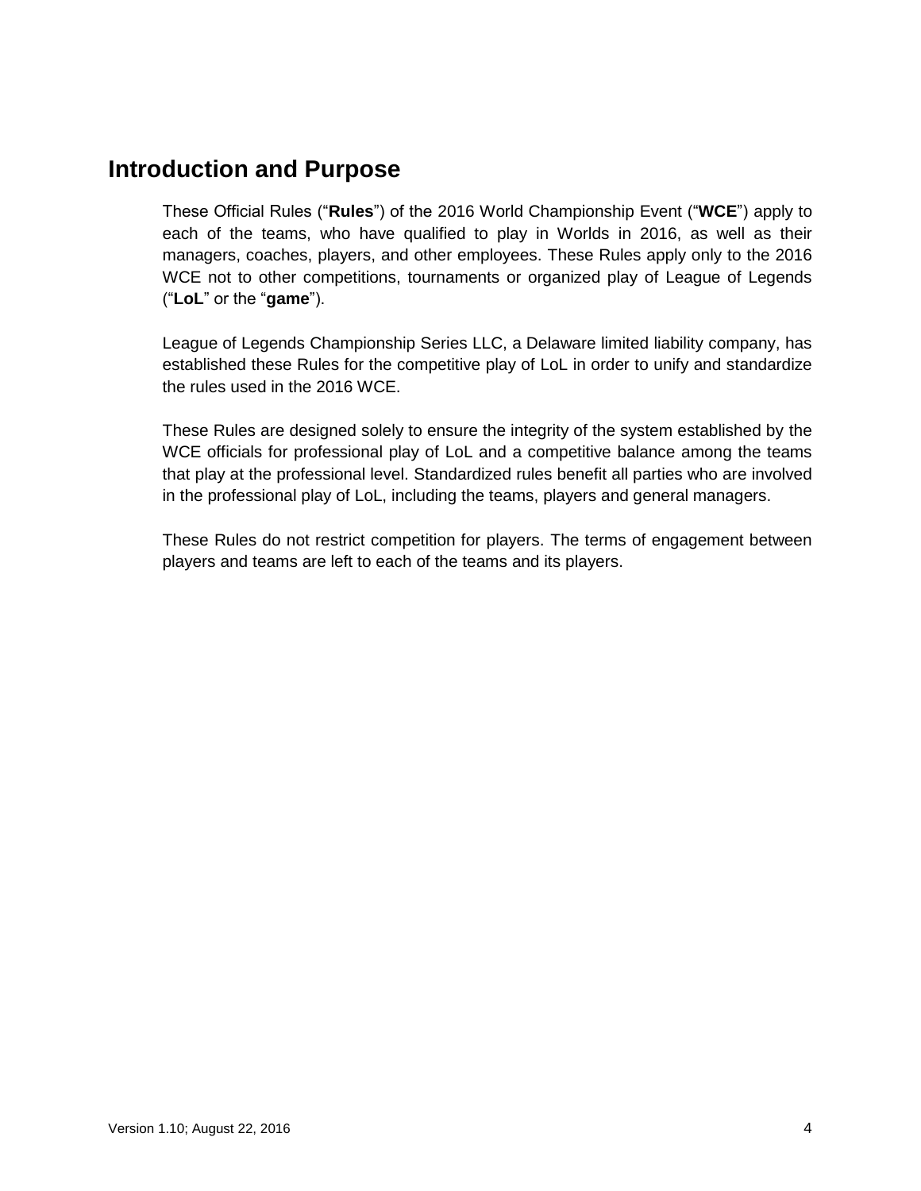# Introduction and Purpose

These Official Rules ("**Rules**") of the 2016 World Championship Event ("**WCE**") apply to each of the teams, who have qualified to play in Worlds in 2016, as well as their managers, coaches, players, and other employees. These Rules apply only to the 2016 WCE not to other competitions, tournaments or organized play of League of Legends ("**LoL**" or the "**game**").

League of Legends Championship Series LLC, a Delaware limited liability company, has established these Rules for the competitive play of LoL in order to unify and standardize the rules used in the 2016 WCE.

These Rules are designed solely to ensure the integrity of the system established by the WCE officials for professional play of LoL and a competitive balance among the teams that play at the professional level. Standardized rules benefit all parties who are involved in the professional play of LoL, including the teams, players and general managers.

These Rules do not restrict competition for players. The terms of engagement between players and teams are left to each of the teams and its players.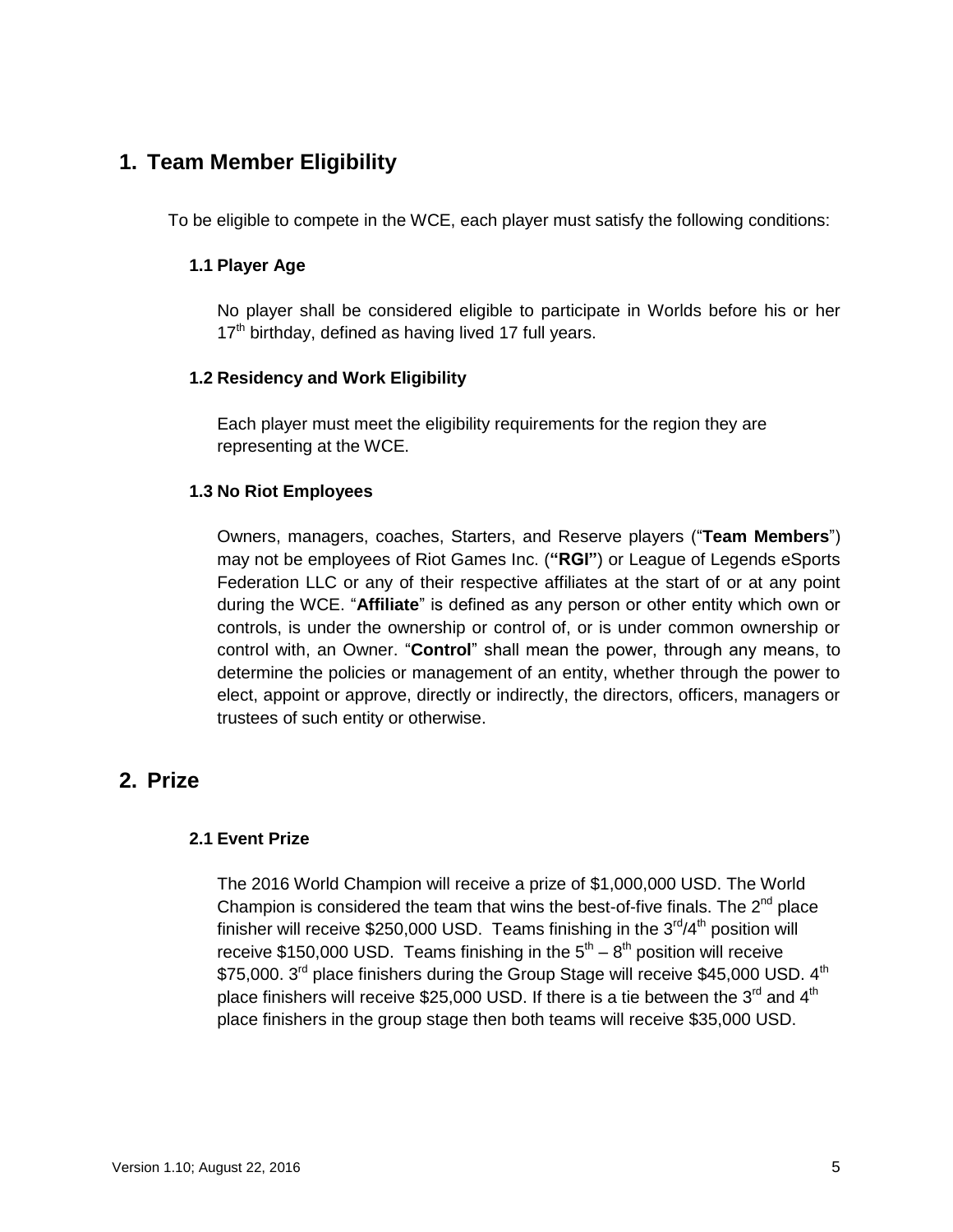## 1. Team Member Eligibility

To be eligible to compete in the WCE, each player must satisfy the following conditions:

### 1.1 Player Age

No player shall be considered eligible to participate in Worlds before his or her 17th birthday, defined as having lived 17 full years.

### 1.2 Residency and Work Eligibility

Each player must meet the eligibility requirements for the region they are representing at the WCE.

### 1.3 No Riot Employees

Owners, managers, coaches, Starters, and Reserve players ("**Team Members**") may not be employees of Riot Games Inc. (**"RGI"**) or League of Legends eSports Federation LLC or any of their respective affiliates at the start of or at any point during the WCE. "**Affiliate**" is defined as any person or other entity which own or controls, is under the ownership or control of, or is under common ownership or control with, an Owner. "**Control**" shall mean the power, through any means, to determine the policies or management of an entity, whether through the power to elect, appoint or approve, directly or indirectly, the directors, officers, managers or trustees of such entity or otherwise.

## 2. Prize

### 2.1 Event Prize

The 2016 World Champion will receive a prize of $1,000,000 USD. The World Champion is considered the team that wins the best-of-five finals. The 2nd place finisher will receive $250,000 USD. Teams finishing in the 3rd/4th position will receive $150,000 USD. Teams finishing in the 5th – 8th position will receive $75,000. 3rd place finishers during the Group Stage will receive $45,000 USD. 4th place finishers will receive $25,000 USD. If there is a tie between the 3rd and 4th place finishers in the group stage then both teams will receive $35,000 USD.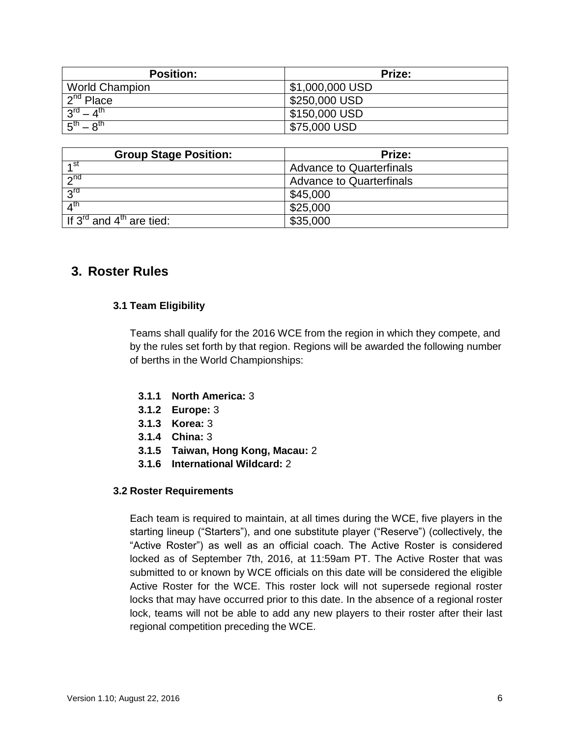| Position: | Prize: |
| --- | --- |
| World Champion | $1,000,000 USD |
| 2nd Place | $250,000 USD |
| 3rd – 4th | $150,000 USD |
| 5th – 8th | $75,000 USD |

| Group Stage Position: | Prize: |
| --- | --- |
| 1st | Advance to Quarterfinals |
| 2nd | Advance to Quarterfinals |
| 3rd | $45,000 |
| 4th | $25,000 |
| If 3rd and 4th are tied: | $35,000 |

## 3. Roster Rules

### 3.1 Team Eligibility

Teams shall qualify for the 2016 WCE from the region in which they compete, and by the rules set forth by that region. Regions will be awarded the following number of berths in the World Championships:

- **3.1.1 North America:** 3
- **3.1.2 Europe:** 3
- **3.1.3 Korea:** 3
- **3.1.4 China:** 3
- **3.1.5 Taiwan, Hong Kong, Macau:** 2
- **3.1.6 International Wildcard:** 2

### 3.2 Roster Requirements

Each team is required to maintain, at all times during the WCE, five players in the starting lineup ("Starters"), and one substitute player ("Reserve") (collectively, the "Active Roster") as well as an official coach. The Active Roster is considered locked as of September 7th, 2016, at 11:59am PT. The Active Roster that was submitted to or known by WCE officials on this date will be considered the eligible Active Roster for the WCE. This roster lock will not supersede regional roster locks that may have occurred prior to this date. In the absence of a regional roster lock, teams will not be able to add any new players to their roster after their last regional competition preceding the WCE.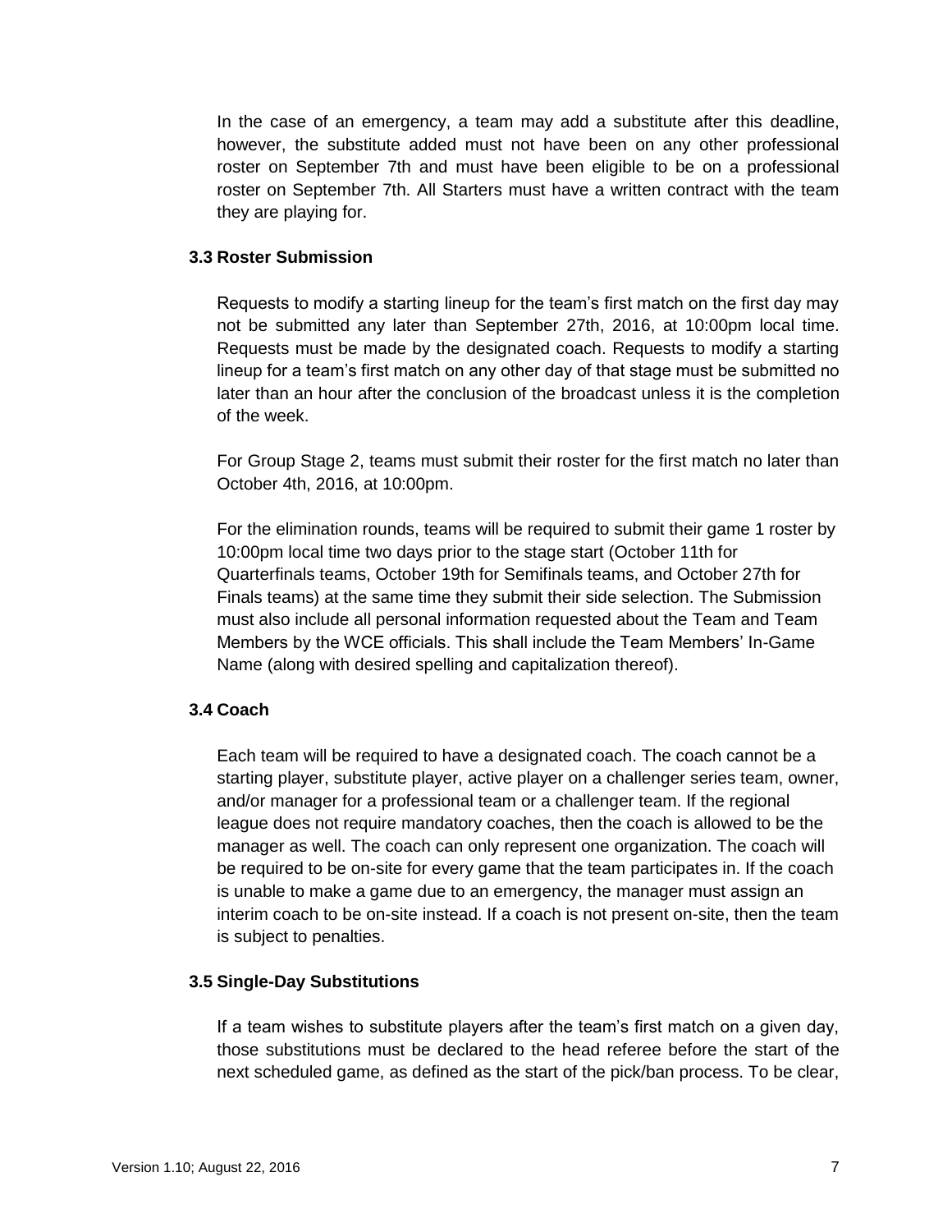In the case of an emergency, a team may add a substitute after this deadline, however, the substitute added must not have been on any other professional roster on September 7th and must have been eligible to be on a professional roster on September 7th. All Starters must have a written contract with the team they are playing for.

### 3.3 Roster Submission

Requests to modify a starting lineup for the team's first match on the first day may not be submitted any later than September 27th, 2016, at 10:00pm local time. Requests must be made by the designated coach. Requests to modify a starting lineup for a team's first match on any other day of that stage must be submitted no later than an hour after the conclusion of the broadcast unless it is the completion of the week.

For Group Stage 2, teams must submit their roster for the first match no later than October 4th, 2016, at 10:00pm.

For the elimination rounds, teams will be required to submit their game 1 roster by 10:00pm local time two days prior to the stage start (October 11th for Quarterfinals teams, October 19th for Semifinals teams, and October 27th for Finals teams) at the same time they submit their side selection. The Submission must also include all personal information requested about the Team and Team Members by the WCE officials. This shall include the Team Members' In-Game Name (along with desired spelling and capitalization thereof).

### 3.4 Coach

Each team will be required to have a designated coach. The coach cannot be a starting player, substitute player, active player on a challenger series team, owner, and/or manager for a professional team or a challenger team. If the regional league does not require mandatory coaches, then the coach is allowed to be the manager as well. The coach can only represent one organization. The coach will be required to be on-site for every game that the team participates in. If the coach is unable to make a game due to an emergency, the manager must assign an interim coach to be on-site instead. If a coach is not present on-site, then the team is subject to penalties.

### 3.5 Single-Day Substitutions

If a team wishes to substitute players after the team's first match on a given day, those substitutions must be declared to the head referee before the start of the next scheduled game, as defined as the start of the pick/ban process. To be clear,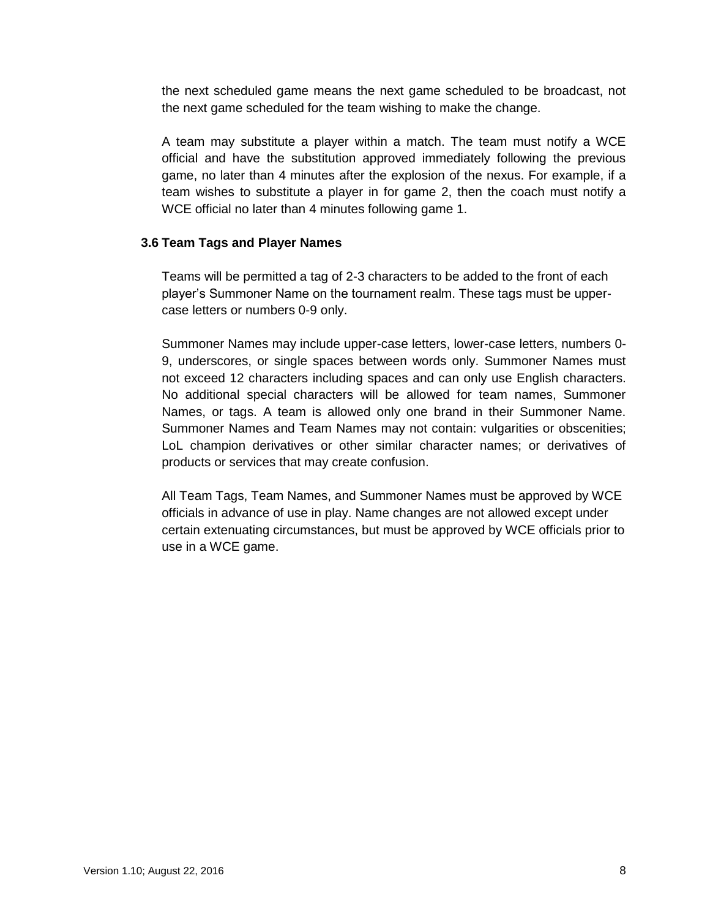the next scheduled game means the next game scheduled to be broadcast, not the next game scheduled for the team wishing to make the change.

A team may substitute a player within a match. The team must notify a WCE official and have the substitution approved immediately following the previous game, no later than 4 minutes after the explosion of the nexus. For example, if a team wishes to substitute a player in for game 2, then the coach must notify a WCE official no later than 4 minutes following game 1.

### 3.6 Team Tags and Player Names

Teams will be permitted a tag of 2-3 characters to be added to the front of each player's Summoner Name on the tournament realm. These tags must be upper-case letters or numbers 0-9 only.

Summoner Names may include upper-case letters, lower-case letters, numbers 0-9, underscores, or single spaces between words only. Summoner Names must not exceed 12 characters including spaces and can only use English characters. No additional special characters will be allowed for team names, Summoner Names, or tags. A team is allowed only one brand in their Summoner Name. Summoner Names and Team Names may not contain: vulgarities or obscenities; LoL champion derivatives or other similar character names; or derivatives of products or services that may create confusion.

All Team Tags, Team Names, and Summoner Names must be approved by WCE officials in advance of use in play. Name changes are not allowed except under certain extenuating circumstances, but must be approved by WCE officials prior to use in a WCE game.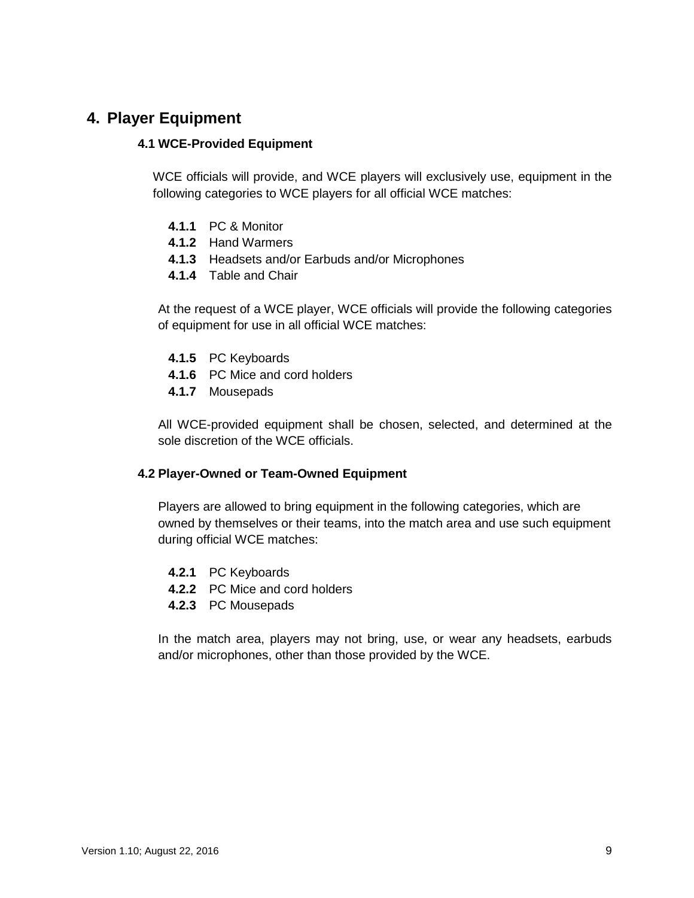# 4. Player Equipment

### 4.1 WCE-Provided Equipment

WCE officials will provide, and WCE players will exclusively use, equipment in the following categories to WCE players for all official WCE matches:

- **4.1.1** PC & Monitor
- **4.1.2** Hand Warmers
- **4.1.3** Headsets and/or Earbuds and/or Microphones
- **4.1.4** Table and Chair

At the request of a WCE player, WCE officials will provide the following categories of equipment for use in all official WCE matches:

- **4.1.5** PC Keyboards
- **4.1.6** PC Mice and cord holders
- **4.1.7** Mousepads

All WCE-provided equipment shall be chosen, selected, and determined at the sole discretion of the WCE officials.

### 4.2 Player-Owned or Team-Owned Equipment

Players are allowed to bring equipment in the following categories, which are owned by themselves or their teams, into the match area and use such equipment during official WCE matches:

- **4.2.1** PC Keyboards
- **4.2.2** PC Mice and cord holders
- **4.2.3** PC Mousepads

In the match area, players may not bring, use, or wear any headsets, earbuds and/or microphones, other than those provided by the WCE.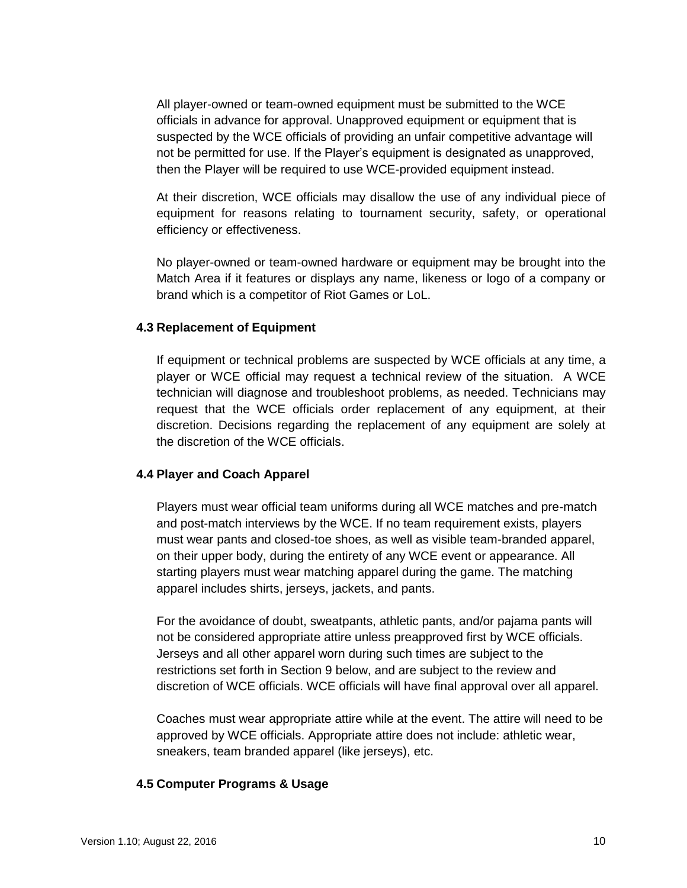All player-owned or team-owned equipment must be submitted to the WCE officials in advance for approval. Unapproved equipment or equipment that is suspected by the WCE officials of providing an unfair competitive advantage will not be permitted for use. If the Player's equipment is designated as unapproved, then the Player will be required to use WCE-provided equipment instead.

At their discretion, WCE officials may disallow the use of any individual piece of equipment for reasons relating to tournament security, safety, or operational efficiency or effectiveness.

No player-owned or team-owned hardware or equipment may be brought into the Match Area if it features or displays any name, likeness or logo of a company or brand which is a competitor of Riot Games or LoL.

### 4.3 Replacement of Equipment

If equipment or technical problems are suspected by WCE officials at any time, a player or WCE official may request a technical review of the situation. A WCE technician will diagnose and troubleshoot problems, as needed. Technicians may request that the WCE officials order replacement of any equipment, at their discretion. Decisions regarding the replacement of any equipment are solely at the discretion of the WCE officials.

### 4.4 Player and Coach Apparel

Players must wear official team uniforms during all WCE matches and pre-match and post-match interviews by the WCE. If no team requirement exists, players must wear pants and closed-toe shoes, as well as visible team-branded apparel, on their upper body, during the entirety of any WCE event or appearance. All starting players must wear matching apparel during the game. The matching apparel includes shirts, jerseys, jackets, and pants.

For the avoidance of doubt, sweatpants, athletic pants, and/or pajama pants will not be considered appropriate attire unless preapproved first by WCE officials. Jerseys and all other apparel worn during such times are subject to the restrictions set forth in Section 9 below, and are subject to the review and discretion of WCE officials. WCE officials will have final approval over all apparel.

Coaches must wear appropriate attire while at the event. The attire will need to be approved by WCE officials. Appropriate attire does not include: athletic wear, sneakers, team branded apparel (like jerseys), etc.

### 4.5 Computer Programs & Usage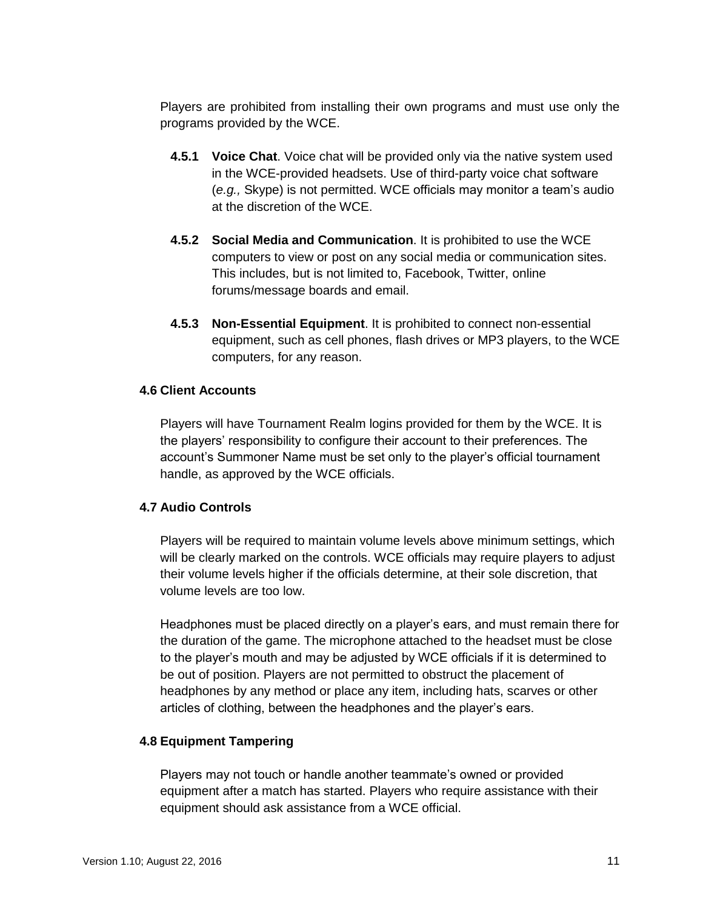Players are prohibited from installing their own programs and must use only the programs provided by the WCE.

**4.5.1 Voice Chat**. Voice chat will be provided only via the native system used in the WCE-provided headsets. Use of third-party voice chat software (*e.g.,* Skype) is not permitted. WCE officials may monitor a team's audio at the discretion of the WCE.

**4.5.2 Social Media and Communication**. It is prohibited to use the WCE computers to view or post on any social media or communication sites. This includes, but is not limited to, Facebook, Twitter, online forums/message boards and email.

**4.5.3 Non-Essential Equipment**. It is prohibited to connect non-essential equipment, such as cell phones, flash drives or MP3 players, to the WCE computers, for any reason.

### 4.6 Client Accounts

Players will have Tournament Realm logins provided for them by the WCE. It is the players' responsibility to configure their account to their preferences. The account's Summoner Name must be set only to the player's official tournament handle, as approved by the WCE officials.

### 4.7 Audio Controls

Players will be required to maintain volume levels above minimum settings, which will be clearly marked on the controls. WCE officials may require players to adjust their volume levels higher if the officials determine, at their sole discretion, that volume levels are too low.

Headphones must be placed directly on a player's ears, and must remain there for the duration of the game. The microphone attached to the headset must be close to the player's mouth and may be adjusted by WCE officials if it is determined to be out of position. Players are not permitted to obstruct the placement of headphones by any method or place any item, including hats, scarves or other articles of clothing, between the headphones and the player's ears.

### 4.8 Equipment Tampering

Players may not touch or handle another teammate's owned or provided equipment after a match has started. Players who require assistance with their equipment should ask assistance from a WCE official.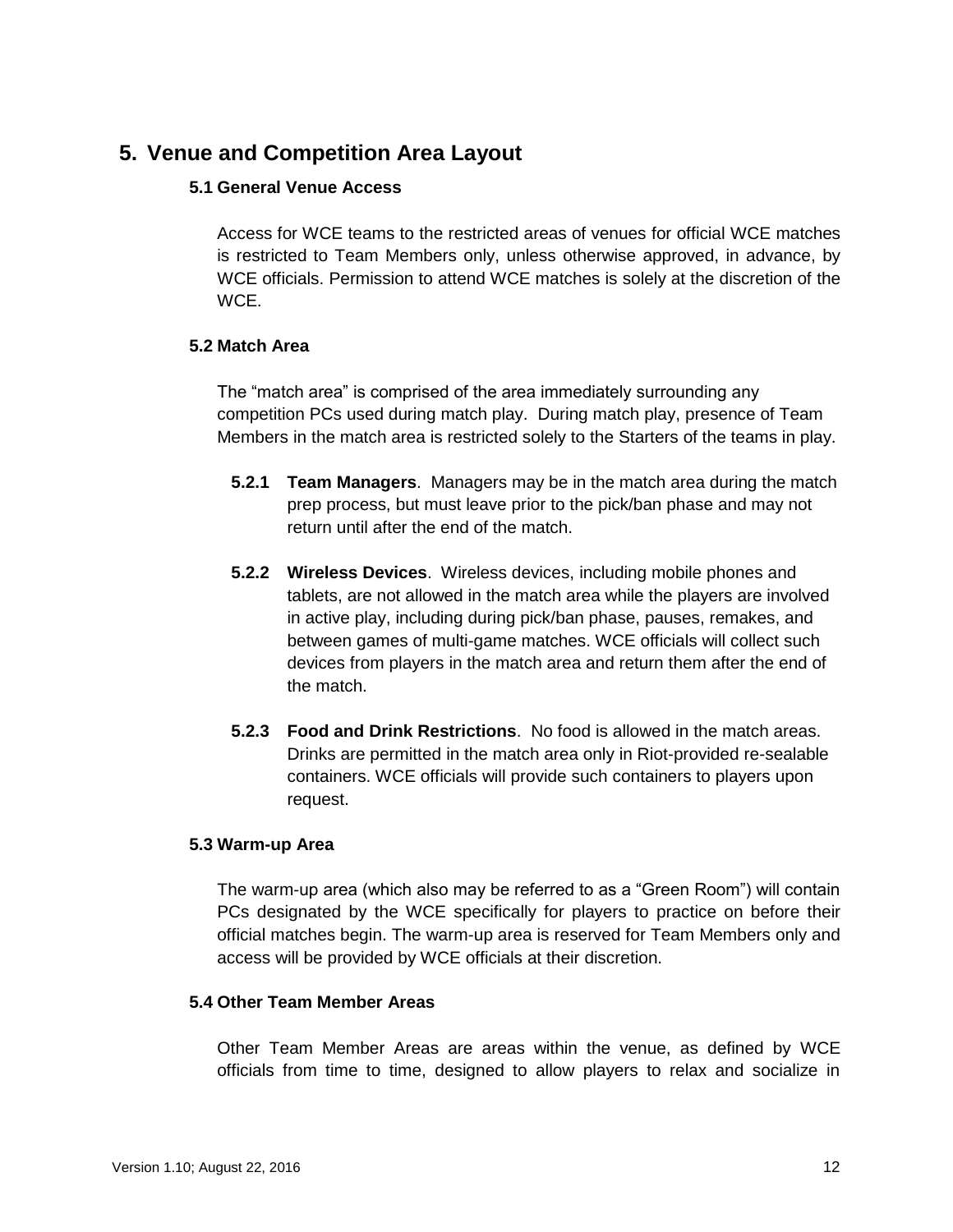# 5. Venue and Competition Area Layout

## 5.1 General Venue Access

Access for WCE teams to the restricted areas of venues for official WCE matches is restricted to Team Members only, unless otherwise approved, in advance, by WCE officials. Permission to attend WCE matches is solely at the discretion of the WCE.

## 5.2 Match Area

The “match area” is comprised of the area immediately surrounding any competition PCs used during match play. During match play, presence of Team Members in the match area is restricted solely to the Starters of the teams in play.

**5.2.1 Team Managers**. Managers may be in the match area during the match prep process, but must leave prior to the pick/ban phase and may not return until after the end of the match.

**5.2.2 Wireless Devices**. Wireless devices, including mobile phones and tablets, are not allowed in the match area while the players are involved in active play, including during pick/ban phase, pauses, remakes, and between games of multi-game matches. WCE officials will collect such devices from players in the match area and return them after the end of the match.

**5.2.3 Food and Drink Restrictions**. No food is allowed in the match areas. Drinks are permitted in the match area only in Riot-provided re-sealable containers. WCE officials will provide such containers to players upon request.

## 5.3 Warm-up Area

The warm-up area (which also may be referred to as a “Green Room”) will contain PCs designated by the WCE specifically for players to practice on before their official matches begin. The warm-up area is reserved for Team Members only and access will be provided by WCE officials at their discretion.

## 5.4 Other Team Member Areas

Other Team Member Areas are areas within the venue, as defined by WCE officials from time to time, designed to allow players to relax and socialize in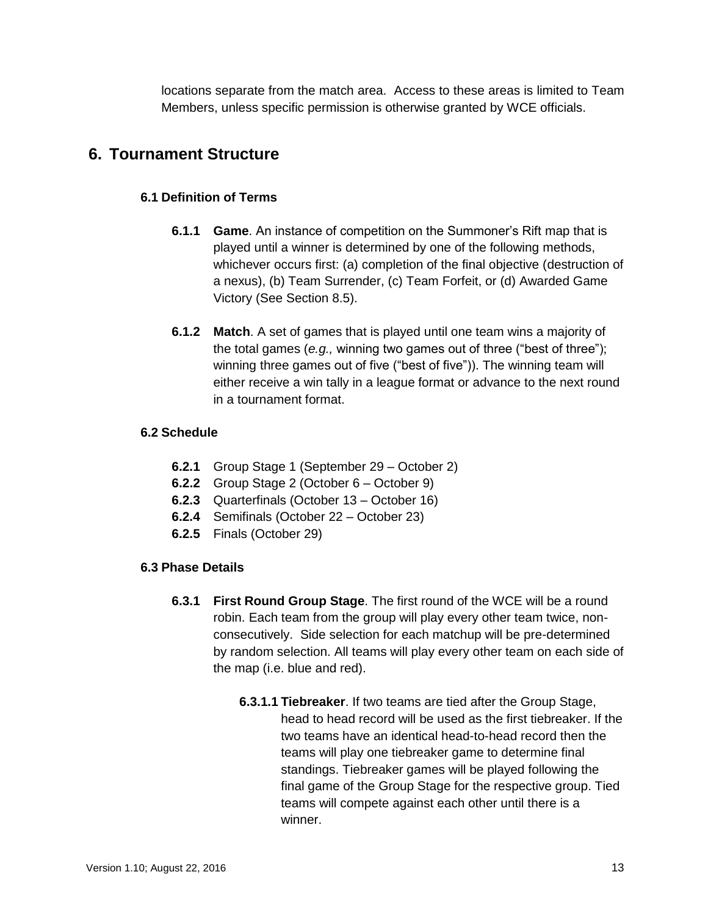locations separate from the match area. Access to these areas is limited to Team Members, unless specific permission is otherwise granted by WCE officials.

# 6. Tournament Structure

## 6.1 Definition of Terms

**6.1.1 Game**. An instance of competition on the Summoner's Rift map that is played until a winner is determined by one of the following methods, whichever occurs first: (a) completion of the final objective (destruction of a nexus), (b) Team Surrender, (c) Team Forfeit, or (d) Awarded Game Victory (See Section 8.5).

**6.1.2 Match**. A set of games that is played until one team wins a majority of the total games (*e.g.,* winning two games out of three ("best of three"); winning three games out of five ("best of five")). The winning team will either receive a win tally in a league format or advance to the next round in a tournament format.

## 6.2 Schedule

- **6.2.1** Group Stage 1 (September 29 – October 2)
- **6.2.2** Group Stage 2 (October 6 – October 9)
- **6.2.3** Quarterfinals (October 13 – October 16)
- **6.2.4** Semifinals (October 22 – October 23)
- **6.2.5** Finals (October 29)

## 6.3 Phase Details

**6.3.1 First Round Group Stage**. The first round of the WCE will be a round robin. Each team from the group will play every other team twice, non-consecutively. Side selection for each matchup will be pre-determined by random selection. All teams will play every other team on each side of the map (i.e. blue and red).

**6.3.1.1 Tiebreaker**. If two teams are tied after the Group Stage, head to head record will be used as the first tiebreaker. If the two teams have an identical head-to-head record then the teams will play one tiebreaker game to determine final standings. Tiebreaker games will be played following the final game of the Group Stage for the respective group. Tied teams will compete against each other until there is a winner.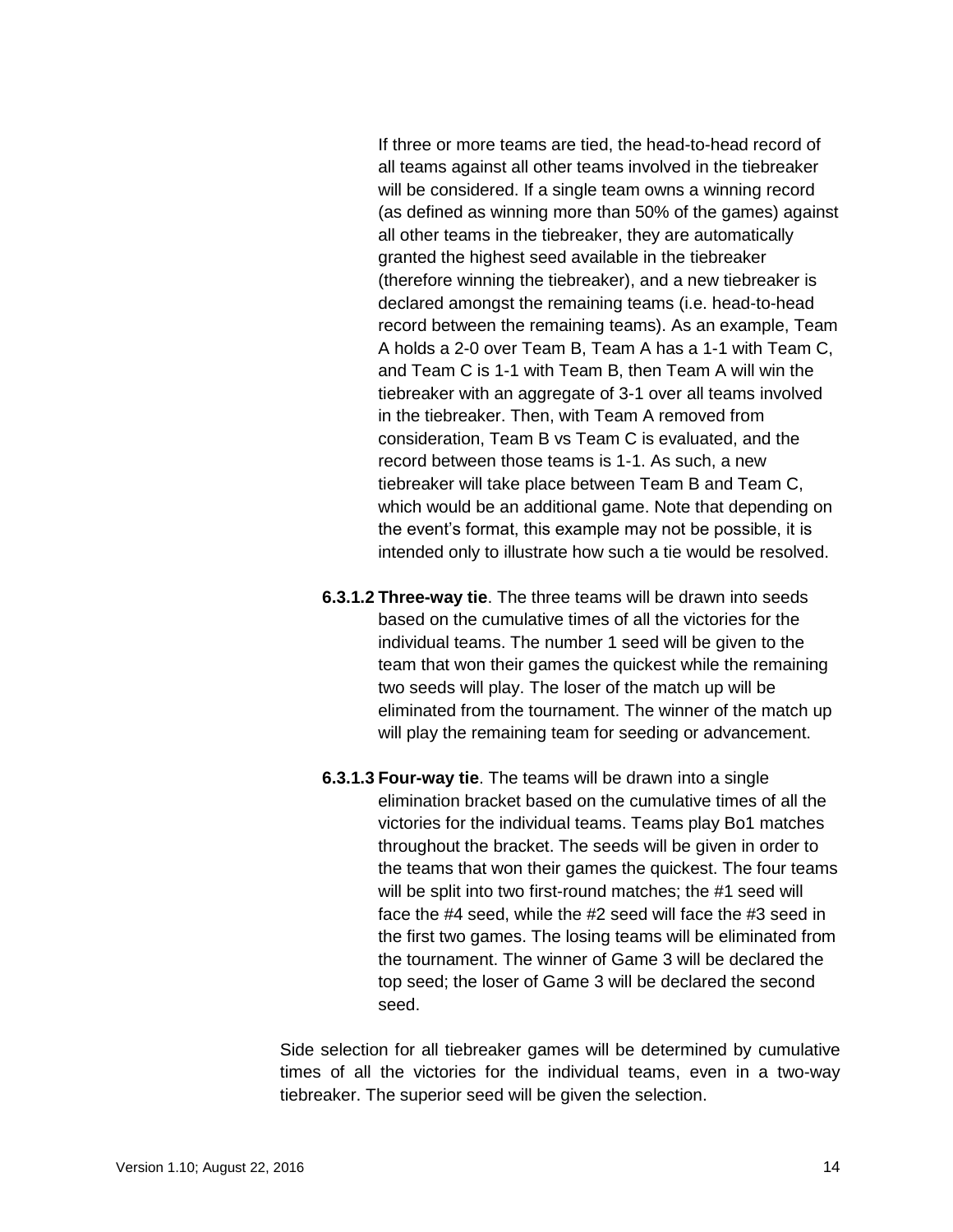If three or more teams are tied, the head-to-head record of all teams against all other teams involved in the tiebreaker will be considered. If a single team owns a winning record (as defined as winning more than 50% of the games) against all other teams in the tiebreaker, they are automatically granted the highest seed available in the tiebreaker (therefore winning the tiebreaker), and a new tiebreaker is declared amongst the remaining teams (i.e. head-to-head record between the remaining teams). As an example, Team A holds a 2-0 over Team B, Team A has a 1-1 with Team C, and Team C is 1-1 with Team B, then Team A will win the tiebreaker with an aggregate of 3-1 over all teams involved in the tiebreaker. Then, with Team A removed from consideration, Team B vs Team C is evaluated, and the record between those teams is 1-1. As such, a new tiebreaker will take place between Team B and Team C, which would be an additional game. Note that depending on the event's format, this example may not be possible, it is intended only to illustrate how such a tie would be resolved.

**6.3.1.2 Three-way tie**. The three teams will be drawn into seeds based on the cumulative times of all the victories for the individual teams. The number 1 seed will be given to the team that won their games the quickest while the remaining two seeds will play. The loser of the match up will be eliminated from the tournament. The winner of the match up will play the remaining team for seeding or advancement.

**6.3.1.3 Four-way tie**. The teams will be drawn into a single elimination bracket based on the cumulative times of all the victories for the individual teams. Teams play Bo1 matches throughout the bracket. The seeds will be given in order to the teams that won their games the quickest. The four teams will be split into two first-round matches; the #1 seed will face the #4 seed, while the #2 seed will face the #3 seed in the first two games. The losing teams will be eliminated from the tournament. The winner of Game 3 will be declared the top seed; the loser of Game 3 will be declared the second seed.

Side selection for all tiebreaker games will be determined by cumulative times of all the victories for the individual teams, even in a two-way tiebreaker. The superior seed will be given the selection.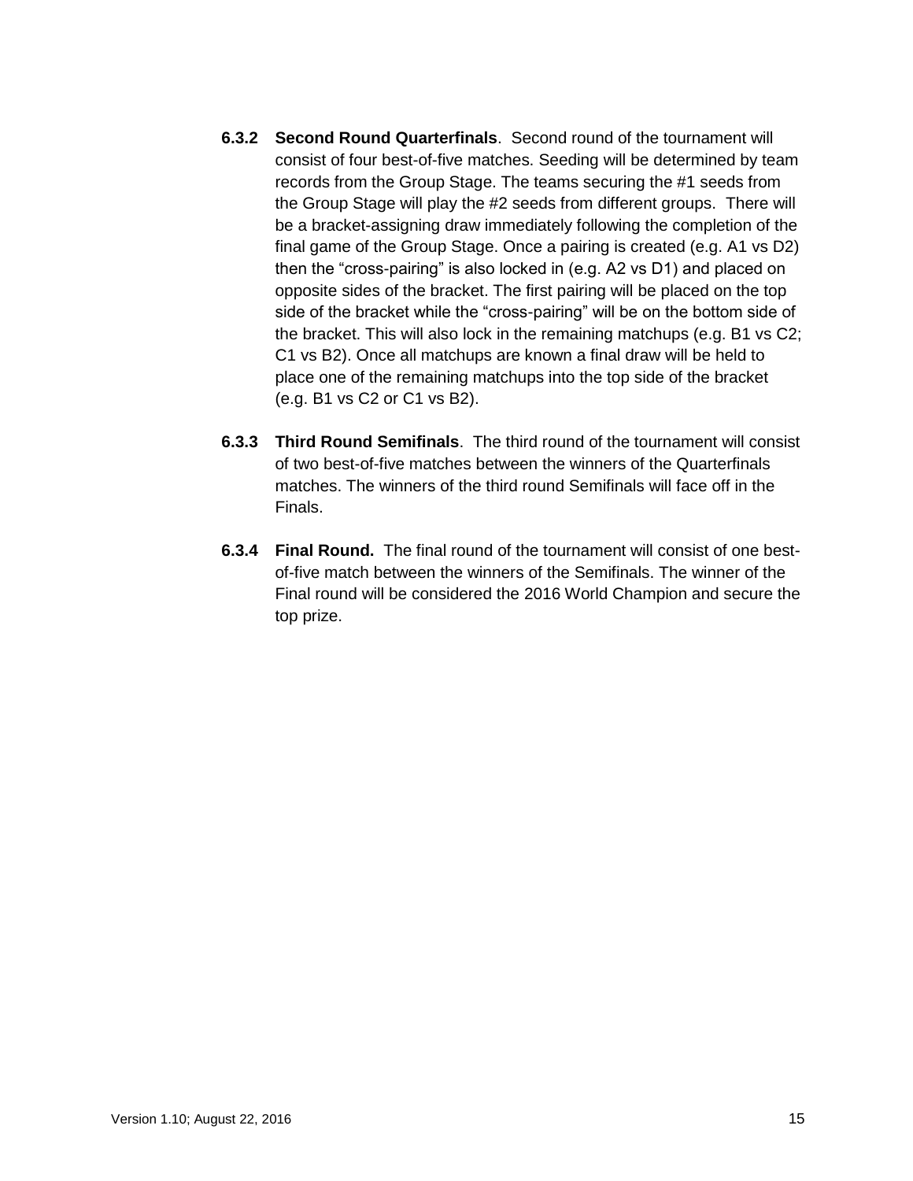**6.3.2 Second Round Quarterfinals**. Second round of the tournament will consist of four best-of-five matches. Seeding will be determined by team records from the Group Stage. The teams securing the #1 seeds from the Group Stage will play the #2 seeds from different groups. There will be a bracket-assigning draw immediately following the completion of the final game of the Group Stage. Once a pairing is created (e.g. A1 vs D2) then the “cross-pairing” is also locked in (e.g. A2 vs D1) and placed on opposite sides of the bracket. The first pairing will be placed on the top side of the bracket while the “cross-pairing” will be on the bottom side of the bracket. This will also lock in the remaining matchups (e.g. B1 vs C2; C1 vs B2). Once all matchups are known a final draw will be held to place one of the remaining matchups into the top side of the bracket (e.g. B1 vs C2 or C1 vs B2).

**6.3.3 Third Round Semifinals**. The third round of the tournament will consist of two best-of-five matches between the winners of the Quarterfinals matches. The winners of the third round Semifinals will face off in the Finals.

**6.3.4 Final Round.** The final round of the tournament will consist of one best-of-five match between the winners of the Semifinals. The winner of the Final round will be considered the 2016 World Champion and secure the top prize.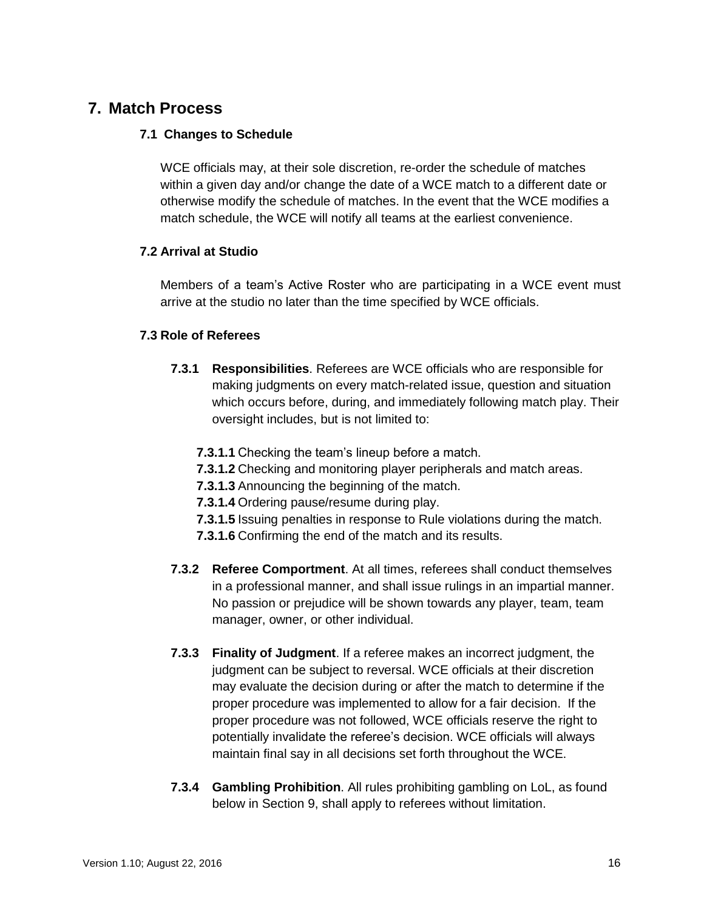# 7. Match Process

## 7.1 Changes to Schedule

WCE officials may, at their sole discretion, re-order the schedule of matches within a given day and/or change the date of a WCE match to a different date or otherwise modify the schedule of matches. In the event that the WCE modifies a match schedule, the WCE will notify all teams at the earliest convenience.

## 7.2 Arrival at Studio

Members of a team's Active Roster who are participating in a WCE event must arrive at the studio no later than the time specified by WCE officials.

## 7.3 Role of Referees

**7.3.1 Responsibilities**. Referees are WCE officials who are responsible for making judgments on every match-related issue, question and situation which occurs before, during, and immediately following match play. Their oversight includes, but is not limited to:

- **7.3.1.1** Checking the team's lineup before a match.
- **7.3.1.2** Checking and monitoring player peripherals and match areas.
- **7.3.1.3** Announcing the beginning of the match.
- **7.3.1.4** Ordering pause/resume during play.
- **7.3.1.5** Issuing penalties in response to Rule violations during the match.
- **7.3.1.6** Confirming the end of the match and its results.

**7.3.2 Referee Comportment**. At all times, referees shall conduct themselves in a professional manner, and shall issue rulings in an impartial manner. No passion or prejudice will be shown towards any player, team, team manager, owner, or other individual.

**7.3.3 Finality of Judgment**. If a referee makes an incorrect judgment, the judgment can be subject to reversal. WCE officials at their discretion may evaluate the decision during or after the match to determine if the proper procedure was implemented to allow for a fair decision. If the proper procedure was not followed, WCE officials reserve the right to potentially invalidate the referee's decision. WCE officials will always maintain final say in all decisions set forth throughout the WCE.

**7.3.4 Gambling Prohibition**. All rules prohibiting gambling on LoL, as found below in Section 9, shall apply to referees without limitation.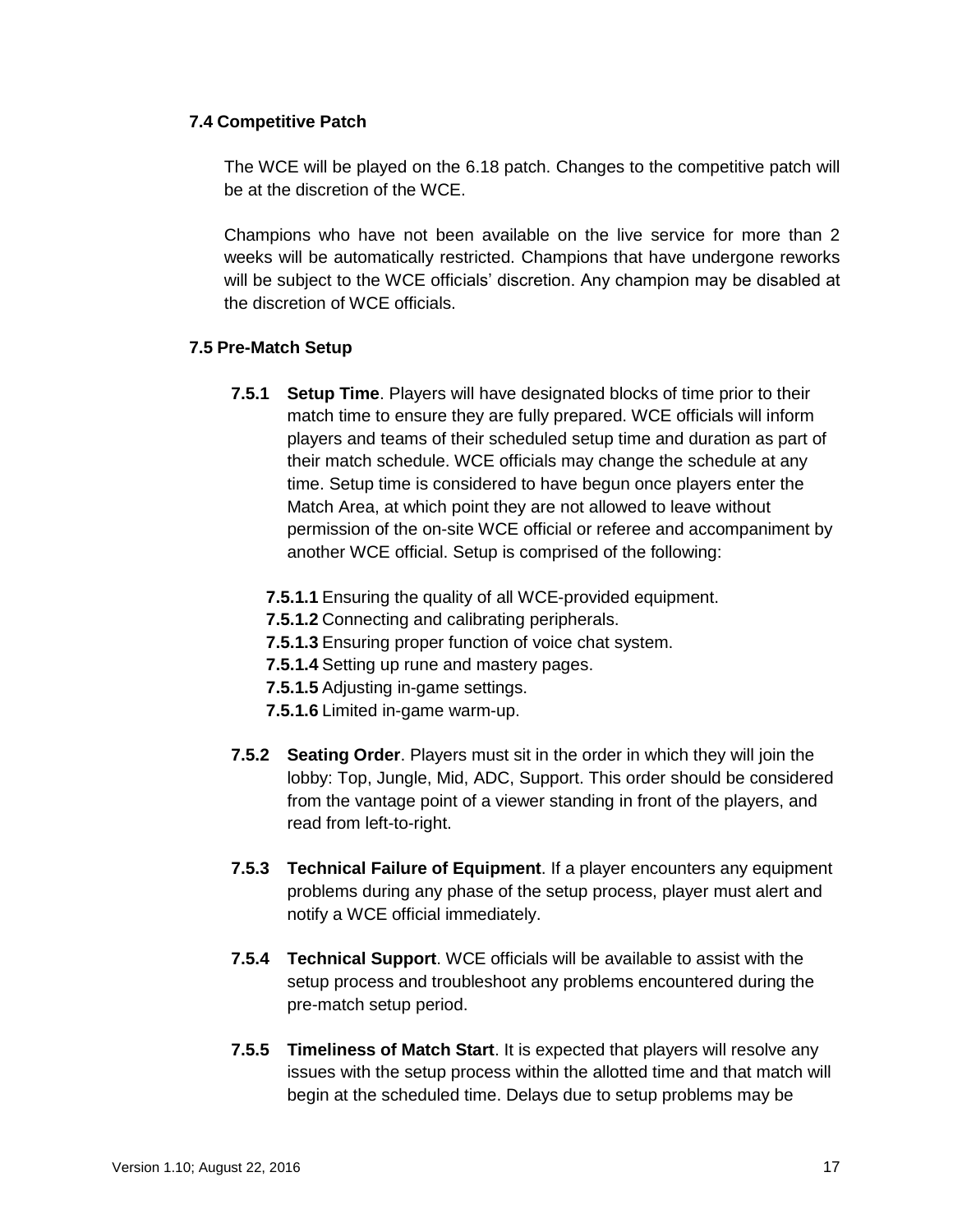### 7.4 Competitive Patch

The WCE will be played on the 6.18 patch. Changes to the competitive patch will be at the discretion of the WCE.

Champions who have not been available on the live service for more than 2 weeks will be automatically restricted. Champions that have undergone reworks will be subject to the WCE officials' discretion. Any champion may be disabled at the discretion of WCE officials.

### 7.5 Pre-Match Setup

**7.5.1 Setup Time**. Players will have designated blocks of time prior to their match time to ensure they are fully prepared. WCE officials will inform players and teams of their scheduled setup time and duration as part of their match schedule. WCE officials may change the schedule at any time. Setup time is considered to have begun once players enter the Match Area, at which point they are not allowed to leave without permission of the on-site WCE official or referee and accompaniment by another WCE official. Setup is comprised of the following:

- **7.5.1.1** Ensuring the quality of all WCE-provided equipment.
- **7.5.1.2** Connecting and calibrating peripherals.
- **7.5.1.3** Ensuring proper function of voice chat system.
- **7.5.1.4** Setting up rune and mastery pages.
- **7.5.1.5** Adjusting in-game settings.
- **7.5.1.6** Limited in-game warm-up.

**7.5.2 Seating Order**. Players must sit in the order in which they will join the lobby: Top, Jungle, Mid, ADC, Support. This order should be considered from the vantage point of a viewer standing in front of the players, and read from left-to-right.

**7.5.3 Technical Failure of Equipment**. If a player encounters any equipment problems during any phase of the setup process, player must alert and notify a WCE official immediately.

**7.5.4 Technical Support**. WCE officials will be available to assist with the setup process and troubleshoot any problems encountered during the pre-match setup period.

**7.5.5 Timeliness of Match Start**. It is expected that players will resolve any issues with the setup process within the allotted time and that match will begin at the scheduled time. Delays due to setup problems may be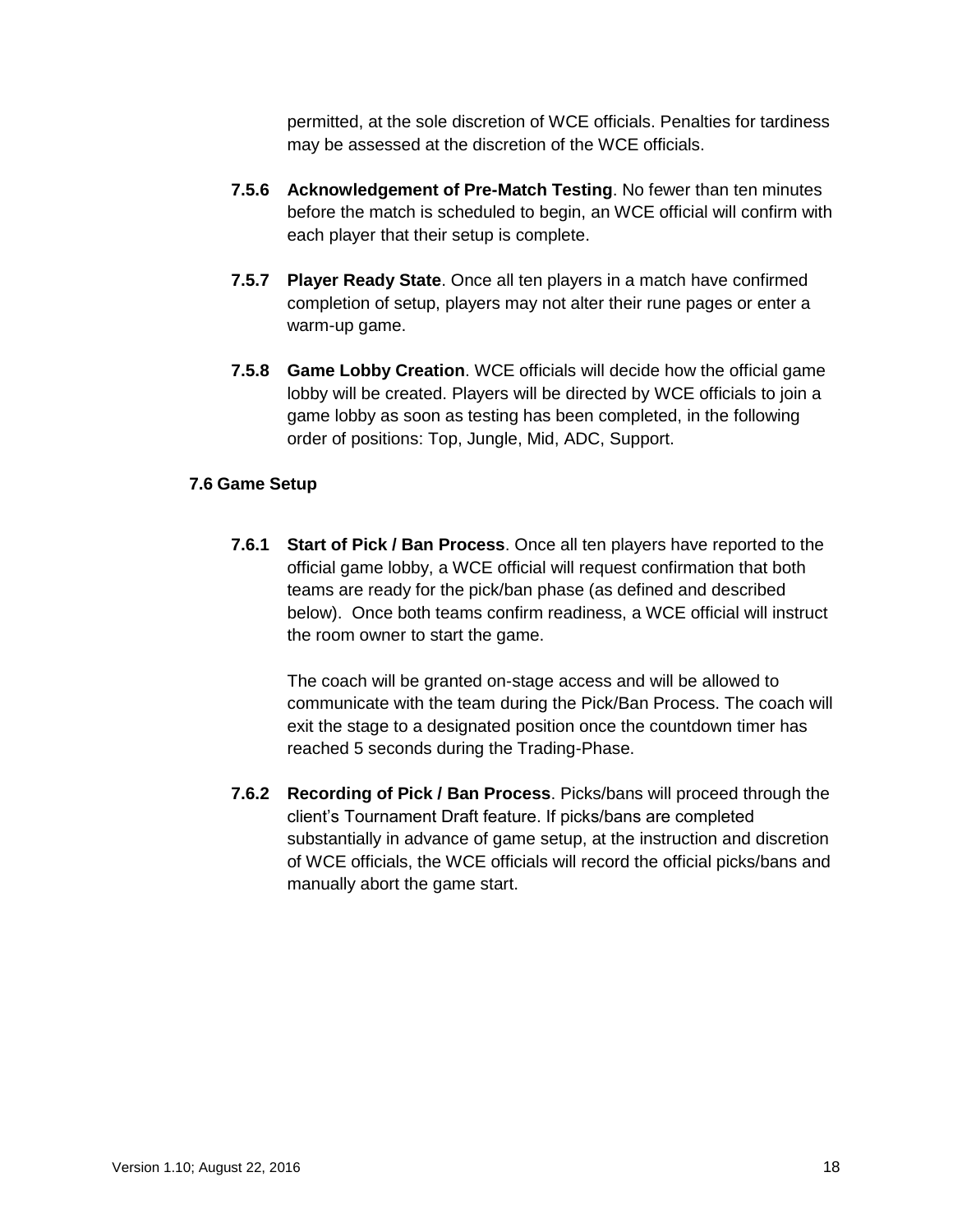permitted, at the sole discretion of WCE officials. Penalties for tardiness may be assessed at the discretion of the WCE officials.

**7.5.6 Acknowledgement of Pre-Match Testing**. No fewer than ten minutes before the match is scheduled to begin, an WCE official will confirm with each player that their setup is complete.

**7.5.7 Player Ready State**. Once all ten players in a match have confirmed completion of setup, players may not alter their rune pages or enter a warm-up game.

**7.5.8 Game Lobby Creation**. WCE officials will decide how the official game lobby will be created. Players will be directed by WCE officials to join a game lobby as soon as testing has been completed, in the following order of positions: Top, Jungle, Mid, ADC, Support.

### 7.6 Game Setup

**7.6.1 Start of Pick / Ban Process**. Once all ten players have reported to the official game lobby, a WCE official will request confirmation that both teams are ready for the pick/ban phase (as defined and described below). Once both teams confirm readiness, a WCE official will instruct the room owner to start the game.

The coach will be granted on-stage access and will be allowed to communicate with the team during the Pick/Ban Process. The coach will exit the stage to a designated position once the countdown timer has reached 5 seconds during the Trading-Phase.

**7.6.2 Recording of Pick / Ban Process**. Picks/bans will proceed through the client's Tournament Draft feature. If picks/bans are completed substantially in advance of game setup, at the instruction and discretion of WCE officials, the WCE officials will record the official picks/bans and manually abort the game start.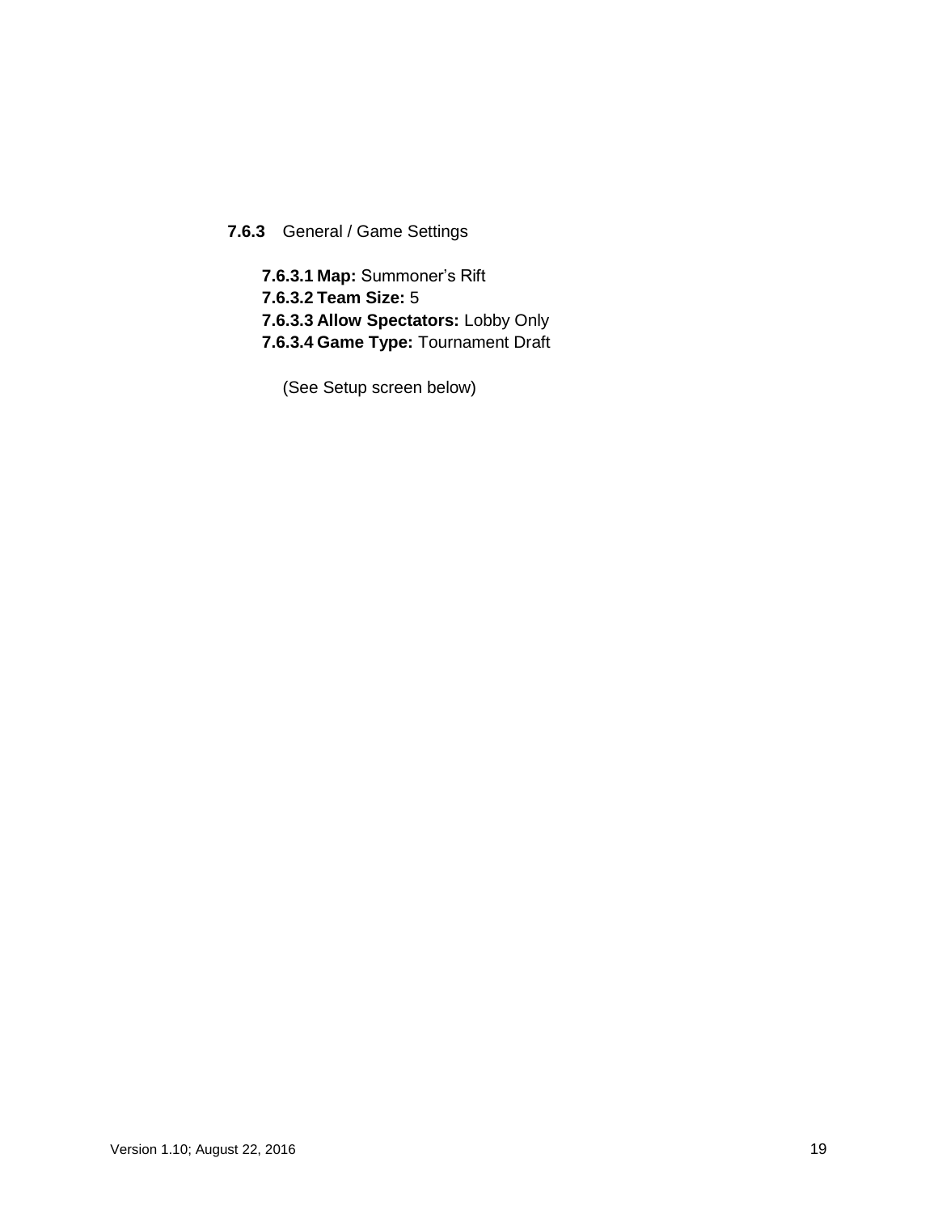**7.6.3** General / Game Settings

**7.6.3.1 Map:** Summoner's Rift
**7.6.3.2 Team Size:** 5
**7.6.3.3 Allow Spectators:** Lobby Only
**7.6.3.4 Game Type:** Tournament Draft

(See Setup screen below)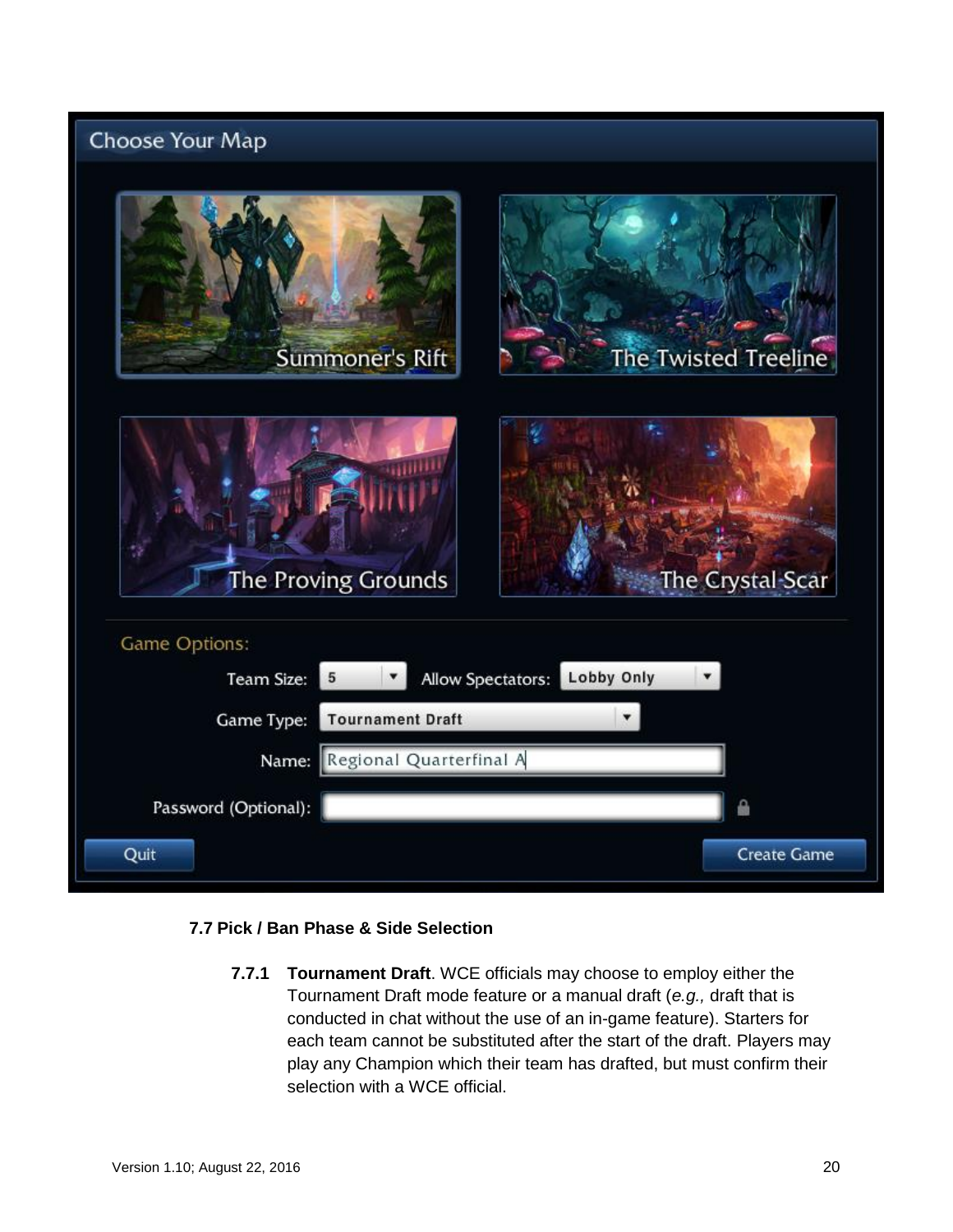### 7.7 Pick / Ban Phase & Side Selection

**7.7.1 Tournament Draft**. WCE officials may choose to employ either the Tournament Draft mode feature or a manual draft (*e.g.,* draft that is conducted in chat without the use of an in-game feature). Starters for each team cannot be substituted after the start of the draft. Players may play any Champion which their team has drafted, but must confirm their selection with a WCE official.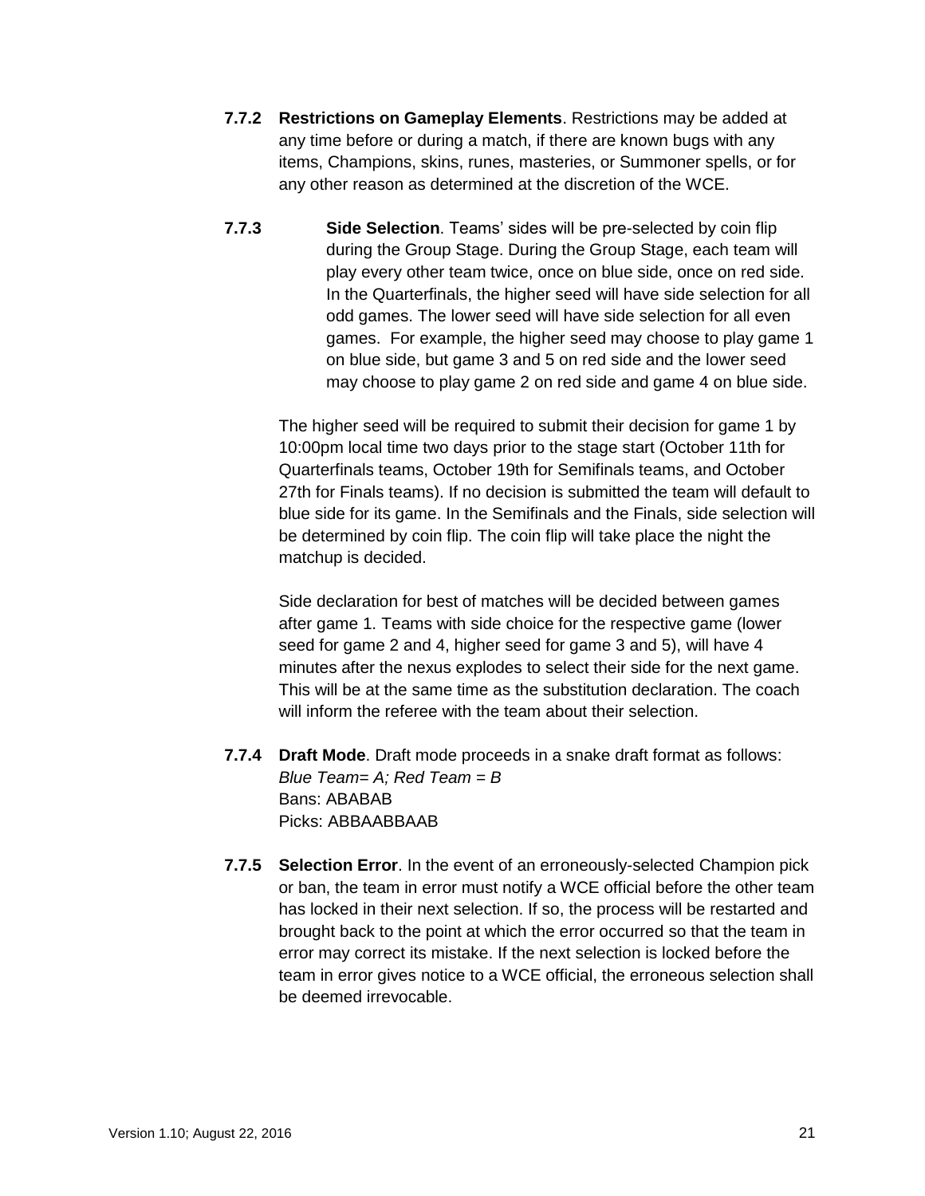**7.7.2 Restrictions on Gameplay Elements**. Restrictions may be added at any time before or during a match, if there are known bugs with any items, Champions, skins, runes, masteries, or Summoner spells, or for any other reason as determined at the discretion of the WCE.

**7.7.3 Side Selection**. Teams' sides will be pre-selected by coin flip during the Group Stage. During the Group Stage, each team will play every other team twice, once on blue side, once on red side. In the Quarterfinals, the higher seed will have side selection for all odd games. The lower seed will have side selection for all even games. For example, the higher seed may choose to play game 1 on blue side, but game 3 and 5 on red side and the lower seed may choose to play game 2 on red side and game 4 on blue side.

The higher seed will be required to submit their decision for game 1 by 10:00pm local time two days prior to the stage start (October 11th for Quarterfinals teams, October 19th for Semifinals teams, and October 27th for Finals teams). If no decision is submitted the team will default to blue side for its game. In the Semifinals and the Finals, side selection will be determined by coin flip. The coin flip will take place the night the matchup is decided.

Side declaration for best of matches will be decided between games after game 1. Teams with side choice for the respective game (lower seed for game 2 and 4, higher seed for game 3 and 5), will have 4 minutes after the nexus explodes to select their side for the next game. This will be at the same time as the substitution declaration. The coach will inform the referee with the team about their selection.

**7.7.4 Draft Mode**. Draft mode proceeds in a snake draft format as follows:
*Blue Team= A; Red Team = B*
Bans: ABABAB
Picks: ABBAABBAAB

**7.7.5 Selection Error**. In the event of an erroneously-selected Champion pick or ban, the team in error must notify a WCE official before the other team has locked in their next selection. If so, the process will be restarted and brought back to the point at which the error occurred so that the team in error may correct its mistake. If the next selection is locked before the team in error gives notice to a WCE official, the erroneous selection shall be deemed irrevocable.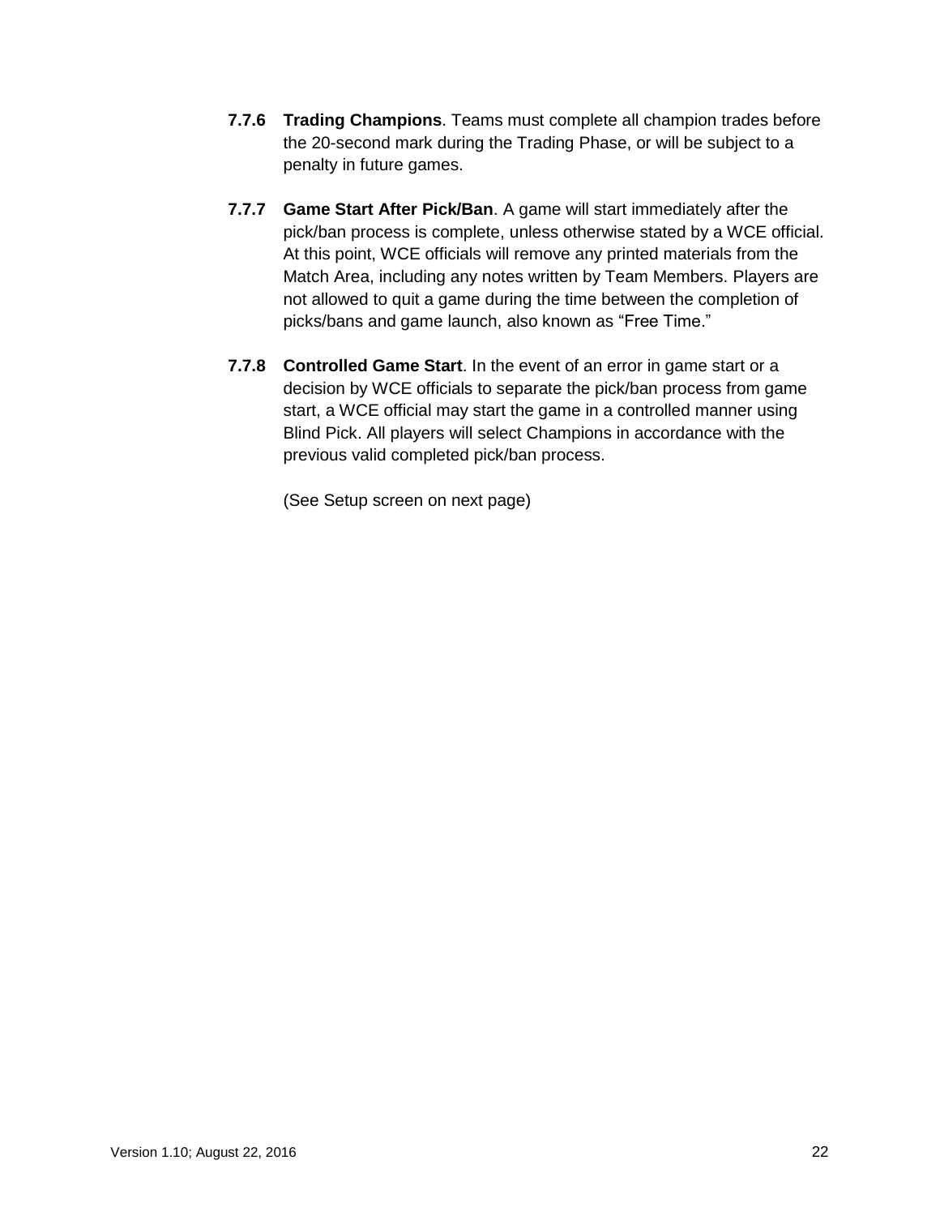**7.7.6 Trading Champions**. Teams must complete all champion trades before the 20-second mark during the Trading Phase, or will be subject to a penalty in future games.

**7.7.7 Game Start After Pick/Ban**. A game will start immediately after the pick/ban process is complete, unless otherwise stated by a WCE official. At this point, WCE officials will remove any printed materials from the Match Area, including any notes written by Team Members. Players are not allowed to quit a game during the time between the completion of picks/bans and game launch, also known as "Free Time."

**7.7.8 Controlled Game Start**. In the event of an error in game start or a decision by WCE officials to separate the pick/ban process from game start, a WCE official may start the game in a controlled manner using Blind Pick. All players will select Champions in accordance with the previous valid completed pick/ban process.

(See Setup screen on next page)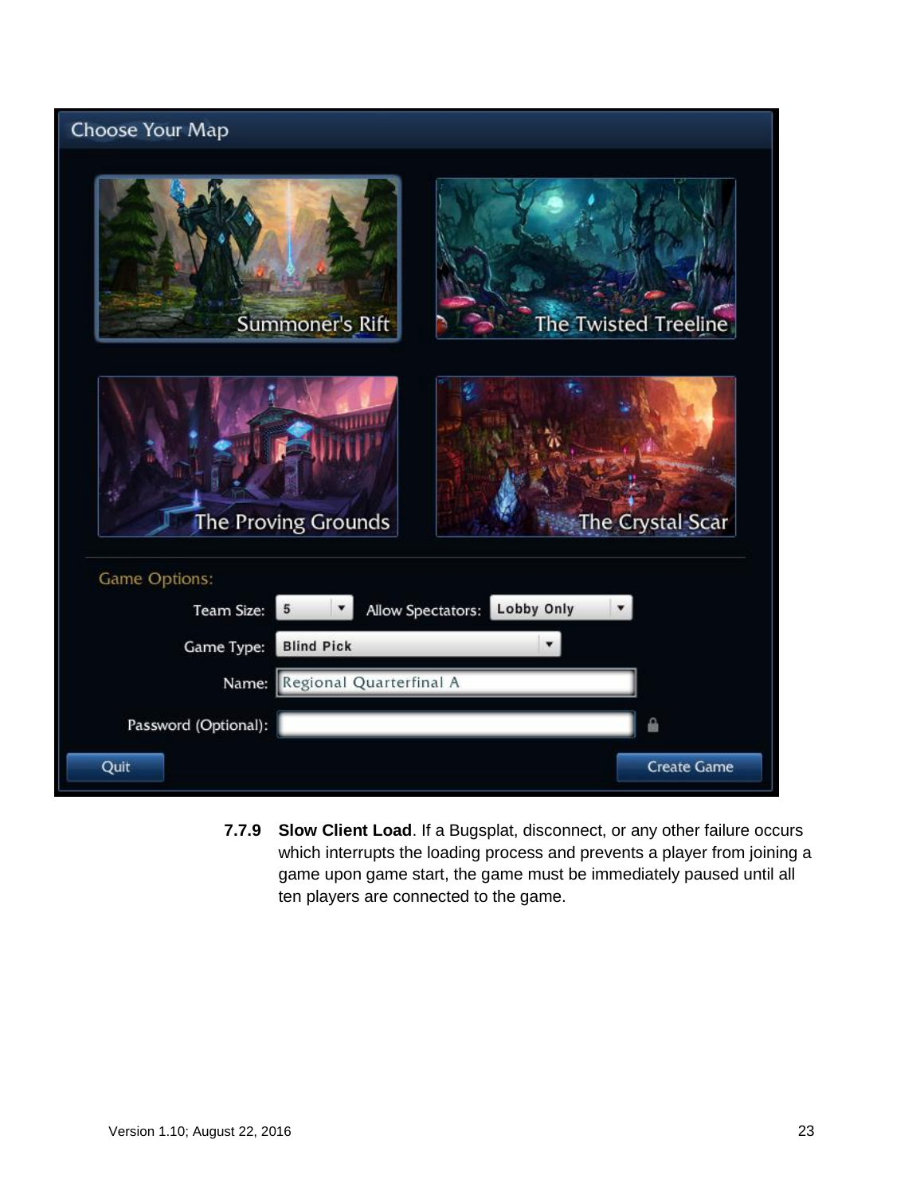**7.7.9 Slow Client Load**. If a Bugsplat, disconnect, or any other failure occurs which interrupts the loading process and prevents a player from joining a game upon game start, the game must be immediately paused until all ten players are connected to the game.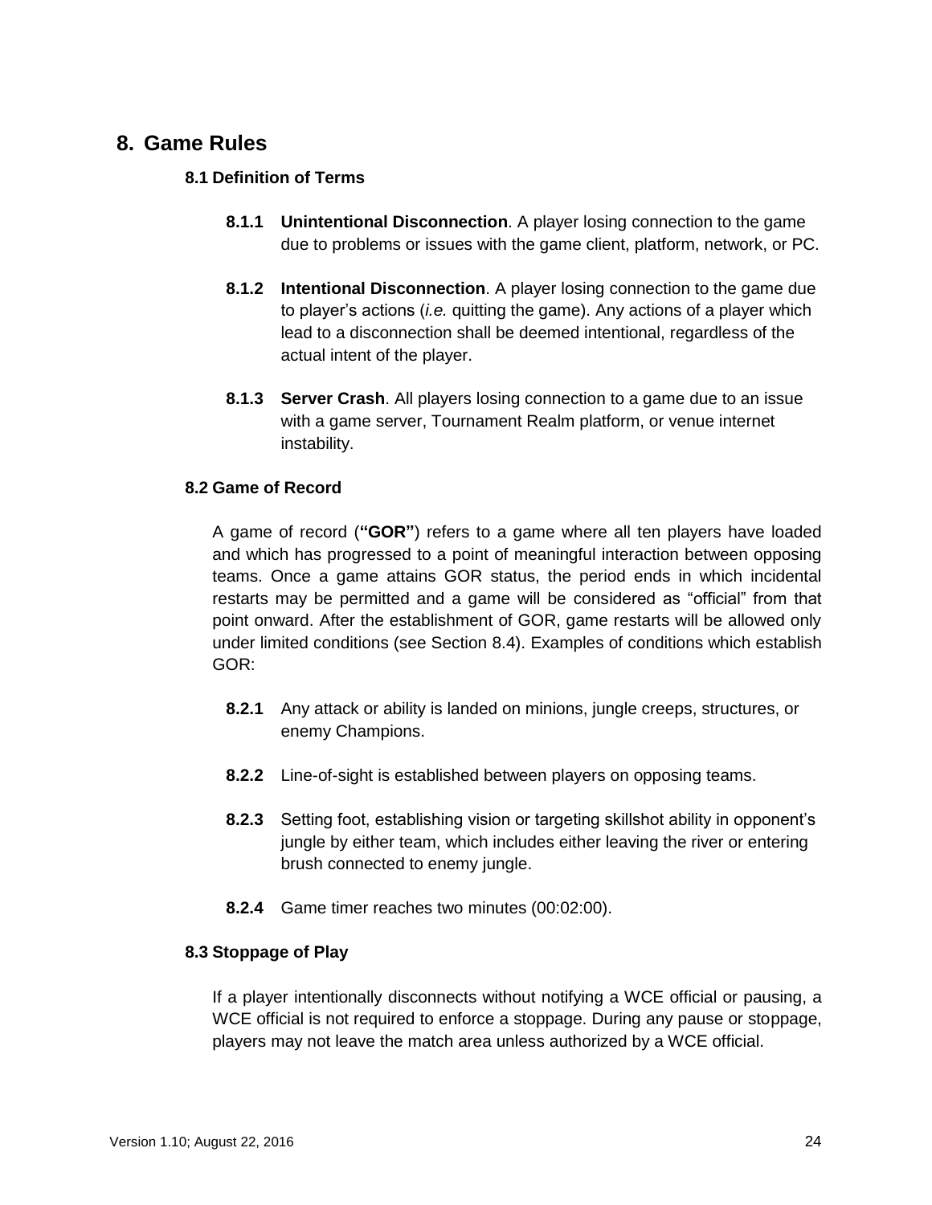# 8. Game Rules

## 8.1 Definition of Terms

**8.1.1 Unintentional Disconnection**. A player losing connection to the game due to problems or issues with the game client, platform, network, or PC.

**8.1.2 Intentional Disconnection**. A player losing connection to the game due to player's actions (*i.e.* quitting the game). Any actions of a player which lead to a disconnection shall be deemed intentional, regardless of the actual intent of the player.

**8.1.3 Server Crash**. All players losing connection to a game due to an issue with a game server, Tournament Realm platform, or venue internet instability.

## 8.2 Game of Record

A game of record (**"GOR"**) refers to a game where all ten players have loaded and which has progressed to a point of meaningful interaction between opposing teams. Once a game attains GOR status, the period ends in which incidental restarts may be permitted and a game will be considered as "official" from that point onward. After the establishment of GOR, game restarts will be allowed only under limited conditions (see Section 8.4). Examples of conditions which establish GOR:

**8.2.1** Any attack or ability is landed on minions, jungle creeps, structures, or enemy Champions.

**8.2.2** Line-of-sight is established between players on opposing teams.

**8.2.3** Setting foot, establishing vision or targeting skillshot ability in opponent's jungle by either team, which includes either leaving the river or entering brush connected to enemy jungle.

**8.2.4** Game timer reaches two minutes (00:02:00).

## 8.3 Stoppage of Play

If a player intentionally disconnects without notifying a WCE official or pausing, a WCE official is not required to enforce a stoppage. During any pause or stoppage, players may not leave the match area unless authorized by a WCE official.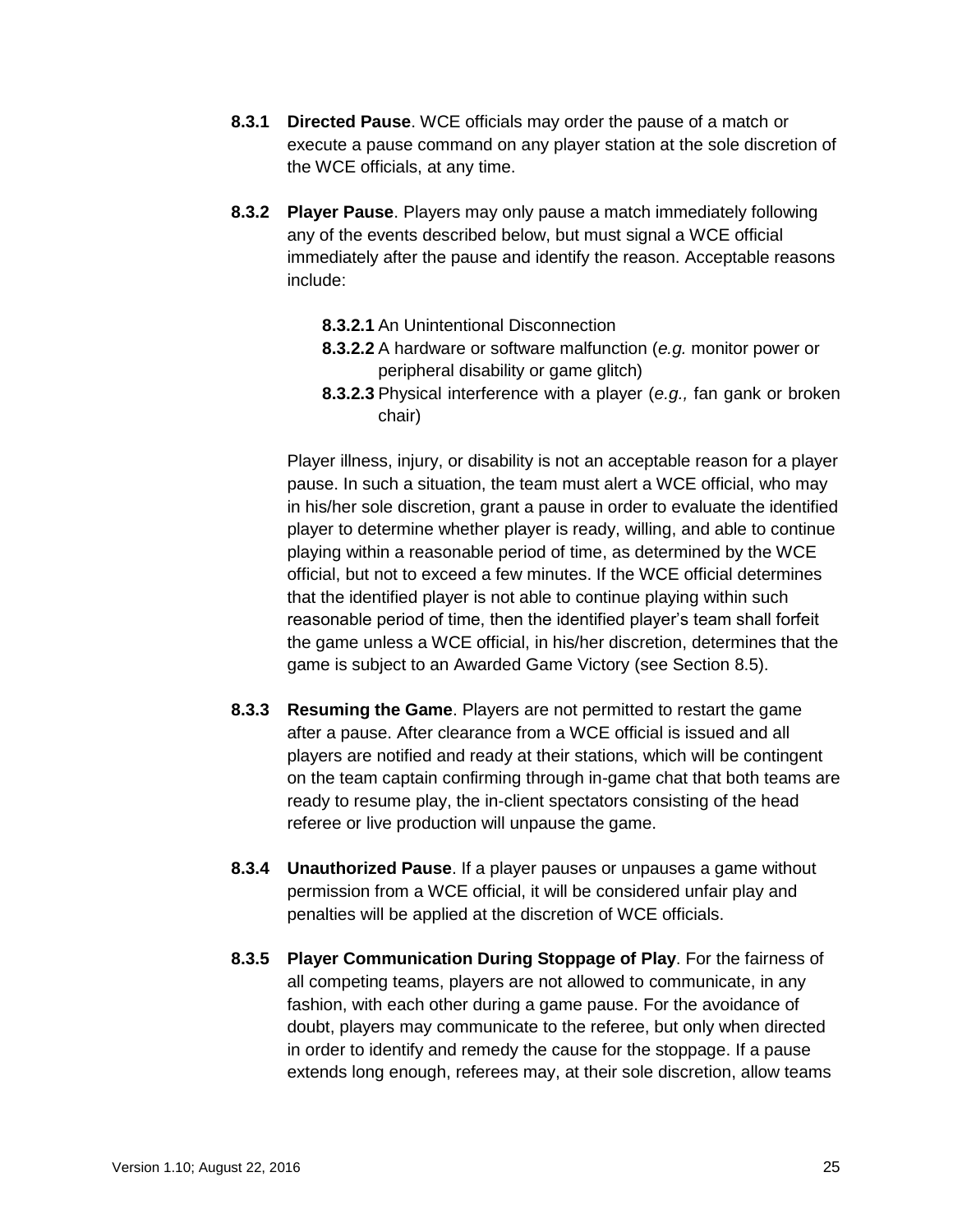**8.3.1 Directed Pause**. WCE officials may order the pause of a match or execute a pause command on any player station at the sole discretion of the WCE officials, at any time.

**8.3.2 Player Pause**. Players may only pause a match immediately following any of the events described below, but must signal a WCE official immediately after the pause and identify the reason. Acceptable reasons include:

- **8.3.2.1** An Unintentional Disconnection
- **8.3.2.2** A hardware or software malfunction (*e.g.* monitor power or peripheral disability or game glitch)
- **8.3.2.3** Physical interference with a player (*e.g.,* fan gank or broken chair)

Player illness, injury, or disability is not an acceptable reason for a player pause. In such a situation, the team must alert a WCE official, who may in his/her sole discretion, grant a pause in order to evaluate the identified player to determine whether player is ready, willing, and able to continue playing within a reasonable period of time, as determined by the WCE official, but not to exceed a few minutes. If the WCE official determines that the identified player is not able to continue playing within such reasonable period of time, then the identified player's team shall forfeit the game unless a WCE official, in his/her discretion, determines that the game is subject to an Awarded Game Victory (see Section 8.5).

**8.3.3 Resuming the Game**. Players are not permitted to restart the game after a pause. After clearance from a WCE official is issued and all players are notified and ready at their stations, which will be contingent on the team captain confirming through in-game chat that both teams are ready to resume play, the in-client spectators consisting of the head referee or live production will unpause the game.

**8.3.4 Unauthorized Pause**. If a player pauses or unpauses a game without permission from a WCE official, it will be considered unfair play and penalties will be applied at the discretion of WCE officials.

**8.3.5 Player Communication During Stoppage of Play**. For the fairness of all competing teams, players are not allowed to communicate, in any fashion, with each other during a game pause. For the avoidance of doubt, players may communicate to the referee, but only when directed in order to identify and remedy the cause for the stoppage. If a pause extends long enough, referees may, at their sole discretion, allow teams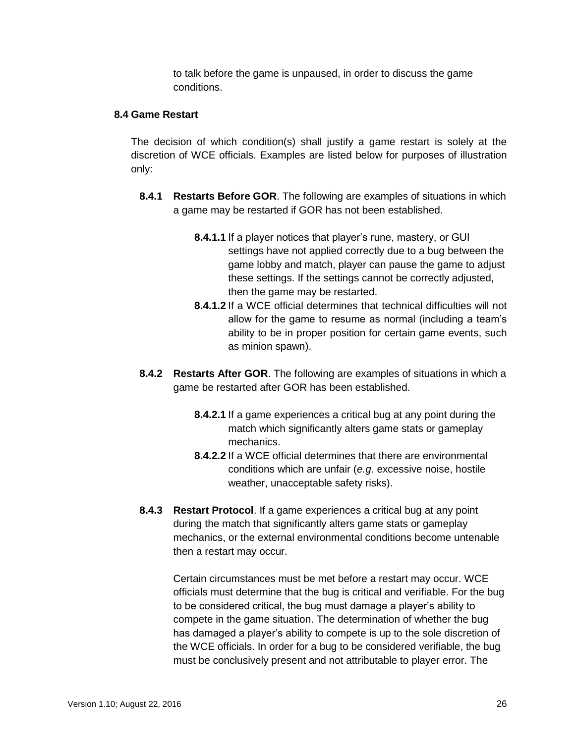to talk before the game is unpaused, in order to discuss the game conditions.

### 8.4 Game Restart

The decision of which condition(s) shall justify a game restart is solely at the discretion of WCE officials. Examples are listed below for purposes of illustration only:

**8.4.1 Restarts Before GOR**. The following are examples of situations in which a game may be restarted if GOR has not been established.

**8.4.1.1** If a player notices that player's rune, mastery, or GUI settings have not applied correctly due to a bug between the game lobby and match, player can pause the game to adjust these settings. If the settings cannot be correctly adjusted, then the game may be restarted.

**8.4.1.2** If a WCE official determines that technical difficulties will not allow for the game to resume as normal (including a team's ability to be in proper position for certain game events, such as minion spawn).

**8.4.2 Restarts After GOR**. The following are examples of situations in which a game be restarted after GOR has been established.

**8.4.2.1** If a game experiences a critical bug at any point during the match which significantly alters game stats or gameplay mechanics.

**8.4.2.2** If a WCE official determines that there are environmental conditions which are unfair (*e.g.* excessive noise, hostile weather, unacceptable safety risks).

**8.4.3 Restart Protocol**. If a game experiences a critical bug at any point during the match that significantly alters game stats or gameplay mechanics, or the external environmental conditions become untenable then a restart may occur.

Certain circumstances must be met before a restart may occur. WCE officials must determine that the bug is critical and verifiable. For the bug to be considered critical, the bug must damage a player's ability to compete in the game situation. The determination of whether the bug has damaged a player's ability to compete is up to the sole discretion of the WCE officials. In order for a bug to be considered verifiable, the bug must be conclusively present and not attributable to player error. The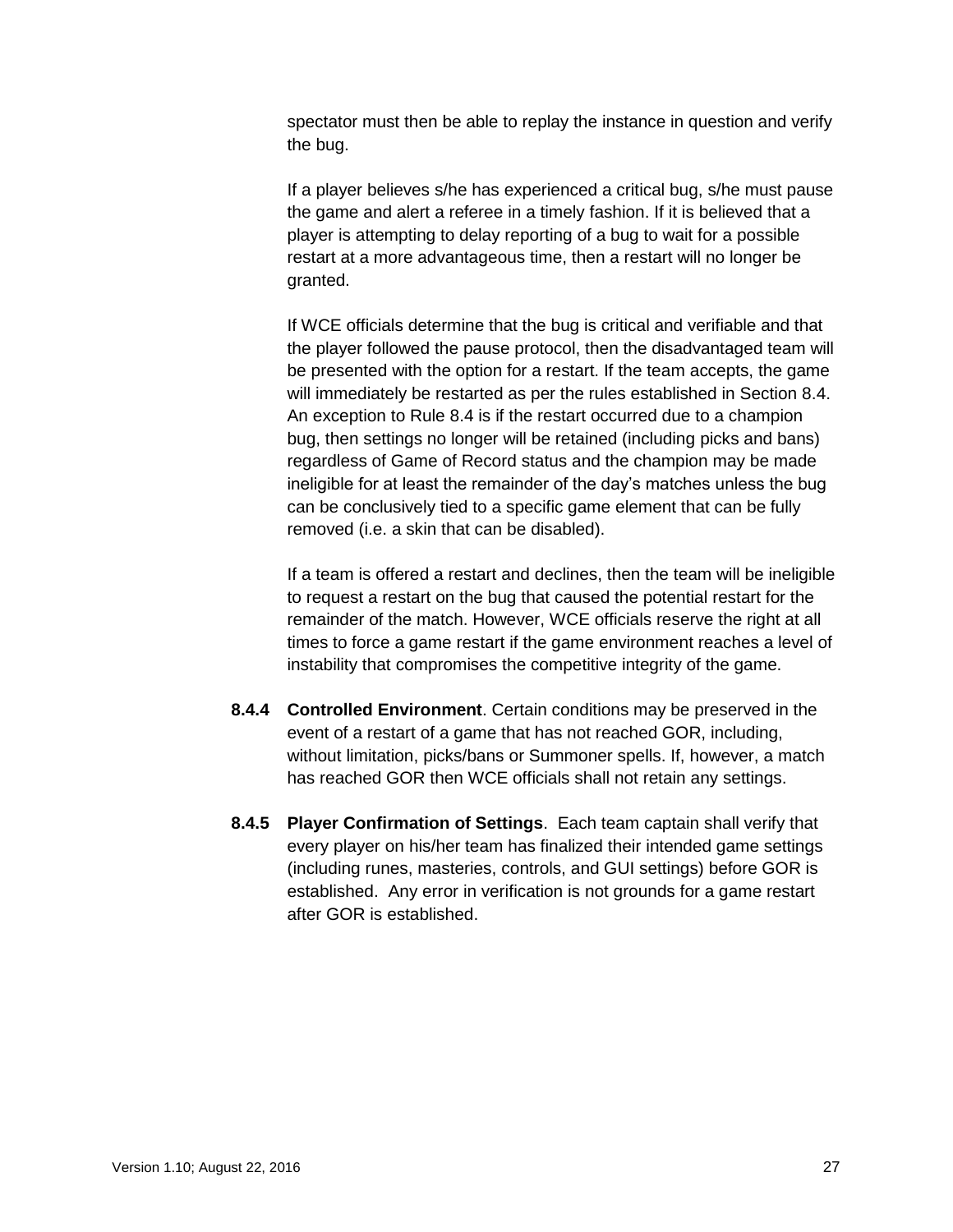spectator must then be able to replay the instance in question and verify the bug.

If a player believes s/he has experienced a critical bug, s/he must pause the game and alert a referee in a timely fashion. If it is believed that a player is attempting to delay reporting of a bug to wait for a possible restart at a more advantageous time, then a restart will no longer be granted.

If WCE officials determine that the bug is critical and verifiable and that the player followed the pause protocol, then the disadvantaged team will be presented with the option for a restart. If the team accepts, the game will immediately be restarted as per the rules established in Section 8.4. An exception to Rule 8.4 is if the restart occurred due to a champion bug, then settings no longer will be retained (including picks and bans) regardless of Game of Record status and the champion may be made ineligible for at least the remainder of the day's matches unless the bug can be conclusively tied to a specific game element that can be fully removed (i.e. a skin that can be disabled).

If a team is offered a restart and declines, then the team will be ineligible to request a restart on the bug that caused the potential restart for the remainder of the match. However, WCE officials reserve the right at all times to force a game restart if the game environment reaches a level of instability that compromises the competitive integrity of the game.

**8.4.4 Controlled Environment**. Certain conditions may be preserved in the event of a restart of a game that has not reached GOR, including, without limitation, picks/bans or Summoner spells. If, however, a match has reached GOR then WCE officials shall not retain any settings.

**8.4.5 Player Confirmation of Settings**. Each team captain shall verify that every player on his/her team has finalized their intended game settings (including runes, masteries, controls, and GUI settings) before GOR is established. Any error in verification is not grounds for a game restart after GOR is established.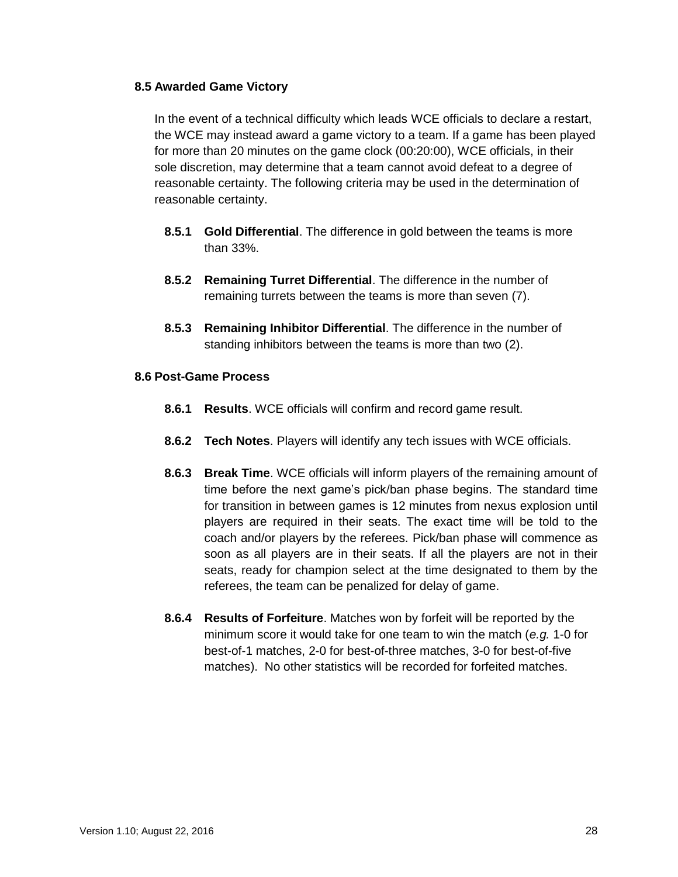### 8.5 Awarded Game Victory

In the event of a technical difficulty which leads WCE officials to declare a restart, the WCE may instead award a game victory to a team. If a game has been played for more than 20 minutes on the game clock (00:20:00), WCE officials, in their sole discretion, may determine that a team cannot avoid defeat to a degree of reasonable certainty. The following criteria may be used in the determination of reasonable certainty.

**8.5.1 Gold Differential**. The difference in gold between the teams is more than 33%.

**8.5.2 Remaining Turret Differential**. The difference in the number of remaining turrets between the teams is more than seven (7).

**8.5.3 Remaining Inhibitor Differential**. The difference in the number of standing inhibitors between the teams is more than two (2).

### 8.6 Post-Game Process

**8.6.1 Results**. WCE officials will confirm and record game result.

**8.6.2 Tech Notes**. Players will identify any tech issues with WCE officials.

**8.6.3 Break Time**. WCE officials will inform players of the remaining amount of time before the next game's pick/ban phase begins. The standard time for transition in between games is 12 minutes from nexus explosion until players are required in their seats. The exact time will be told to the coach and/or players by the referees. Pick/ban phase will commence as soon as all players are in their seats. If all the players are not in their seats, ready for champion select at the time designated to them by the referees, the team can be penalized for delay of game.

**8.6.4 Results of Forfeiture**. Matches won by forfeit will be reported by the minimum score it would take for one team to win the match (*e.g.* 1-0 for best-of-1 matches, 2-0 for best-of-three matches, 3-0 for best-of-five matches). No other statistics will be recorded for forfeited matches.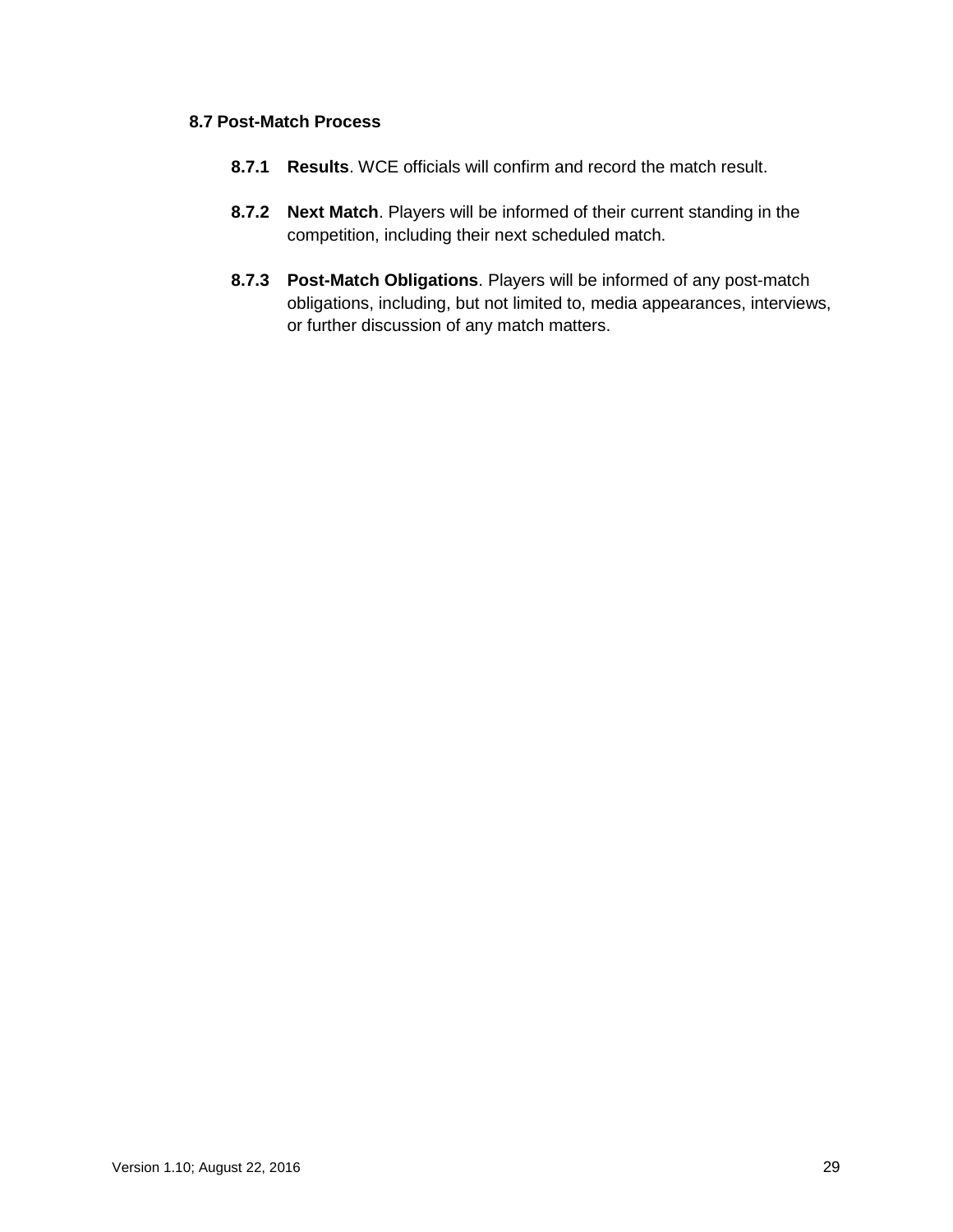### 8.7 Post-Match Process

**8.7.1 Results**. WCE officials will confirm and record the match result.

**8.7.2 Next Match**. Players will be informed of their current standing in the competition, including their next scheduled match.

**8.7.3 Post-Match Obligations**. Players will be informed of any post-match obligations, including, but not limited to, media appearances, interviews, or further discussion of any match matters.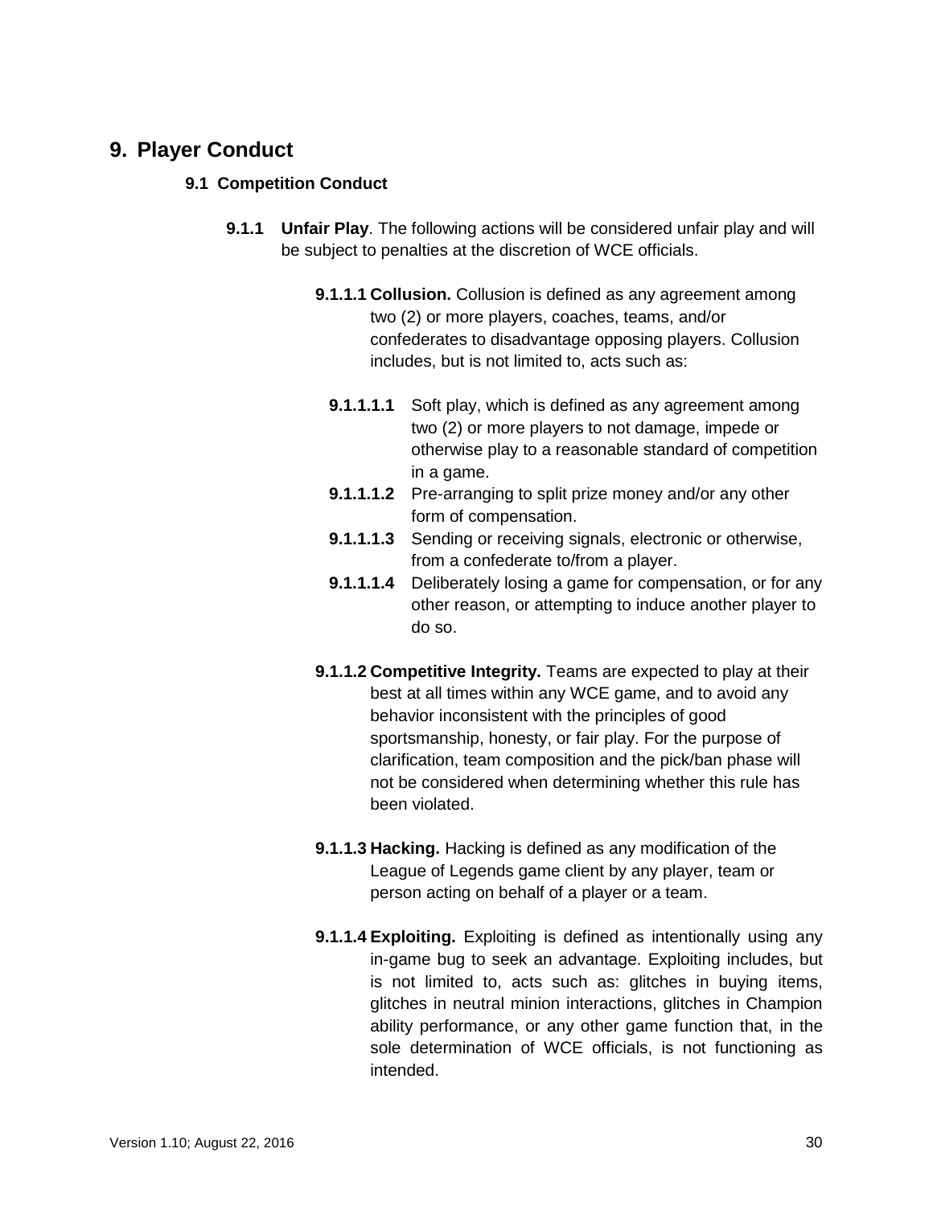# 9. Player Conduct

## 9.1 Competition Conduct

**9.1.1 Unfair Play**. The following actions will be considered unfair play and will be subject to penalties at the discretion of WCE officials.

**9.1.1.1 Collusion.** Collusion is defined as any agreement among two (2) or more players, coaches, teams, and/or confederates to disadvantage opposing players. Collusion includes, but is not limited to, acts such as:

- **9.1.1.1.1** Soft play, which is defined as any agreement among two (2) or more players to not damage, impede or otherwise play to a reasonable standard of competition in a game.
- **9.1.1.1.2** Pre-arranging to split prize money and/or any other form of compensation.
- **9.1.1.1.3** Sending or receiving signals, electronic or otherwise, from a confederate to/from a player.
- **9.1.1.1.4** Deliberately losing a game for compensation, or for any other reason, or attempting to induce another player to do so.

**9.1.1.2 Competitive Integrity.** Teams are expected to play at their best at all times within any WCE game, and to avoid any behavior inconsistent with the principles of good sportsmanship, honesty, or fair play. For the purpose of clarification, team composition and the pick/ban phase will not be considered when determining whether this rule has been violated.

**9.1.1.3 Hacking.** Hacking is defined as any modification of the League of Legends game client by any player, team or person acting on behalf of a player or a team.

**9.1.1.4 Exploiting.** Exploiting is defined as intentionally using any in-game bug to seek an advantage. Exploiting includes, but is not limited to, acts such as: glitches in buying items, glitches in neutral minion interactions, glitches in Champion ability performance, or any other game function that, in the sole determination of WCE officials, is not functioning as intended.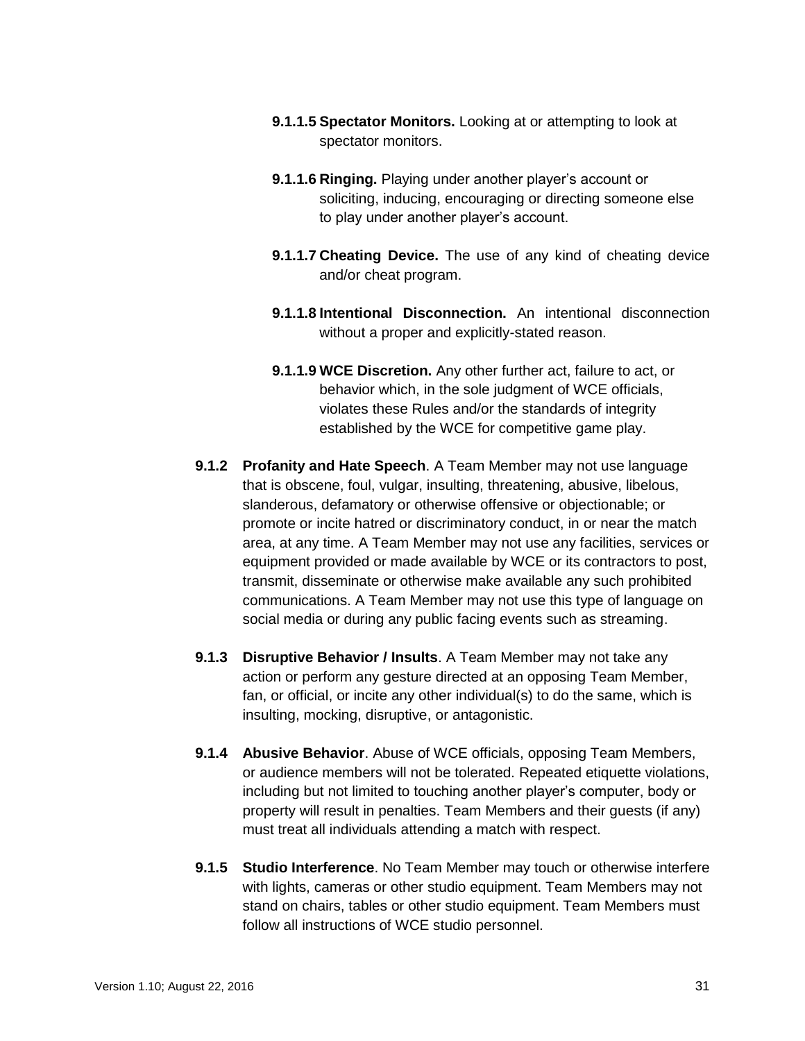**9.1.1.5 Spectator Monitors.** Looking at or attempting to look at spectator monitors.

**9.1.1.6 Ringing.** Playing under another player's account or soliciting, inducing, encouraging or directing someone else to play under another player's account.

**9.1.1.7 Cheating Device.** The use of any kind of cheating device and/or cheat program.

**9.1.1.8 Intentional Disconnection.** An intentional disconnection without a proper and explicitly-stated reason.

**9.1.1.9 WCE Discretion.** Any other further act, failure to act, or behavior which, in the sole judgment of WCE officials, violates these Rules and/or the standards of integrity established by the WCE for competitive game play.

**9.1.2 Profanity and Hate Speech**. A Team Member may not use language that is obscene, foul, vulgar, insulting, threatening, abusive, libelous, slanderous, defamatory or otherwise offensive or objectionable; or promote or incite hatred or discriminatory conduct, in or near the match area, at any time. A Team Member may not use any facilities, services or equipment provided or made available by WCE or its contractors to post, transmit, disseminate or otherwise make available any such prohibited communications. A Team Member may not use this type of language on social media or during any public facing events such as streaming.

**9.1.3 Disruptive Behavior / Insults**. A Team Member may not take any action or perform any gesture directed at an opposing Team Member, fan, or official, or incite any other individual(s) to do the same, which is insulting, mocking, disruptive, or antagonistic.

**9.1.4 Abusive Behavior**. Abuse of WCE officials, opposing Team Members, or audience members will not be tolerated. Repeated etiquette violations, including but not limited to touching another player's computer, body or property will result in penalties. Team Members and their guests (if any) must treat all individuals attending a match with respect.

**9.1.5 Studio Interference**. No Team Member may touch or otherwise interfere with lights, cameras or other studio equipment. Team Members may not stand on chairs, tables or other studio equipment. Team Members must follow all instructions of WCE studio personnel.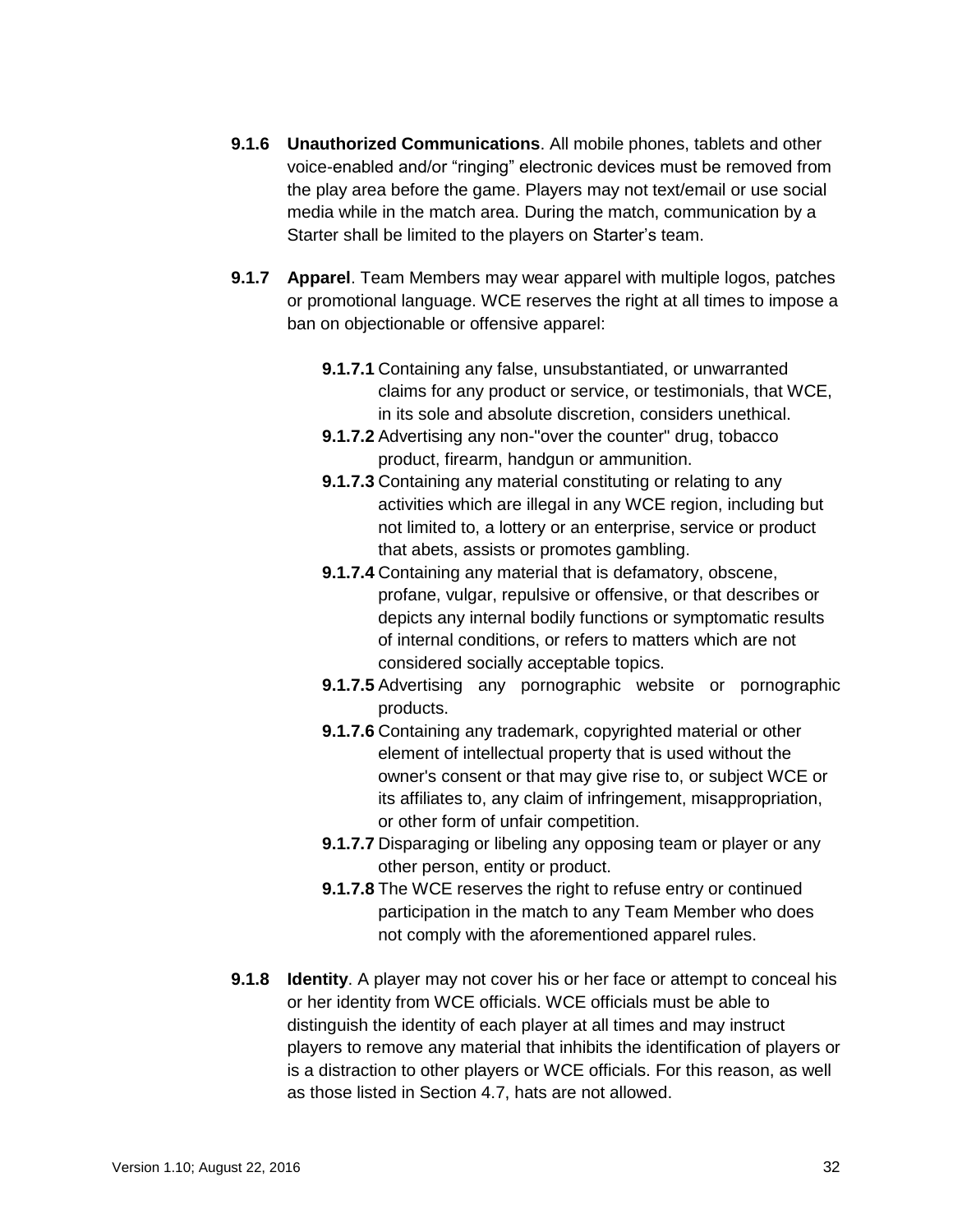**9.1.6 Unauthorized Communications**. All mobile phones, tablets and other voice-enabled and/or "ringing" electronic devices must be removed from the play area before the game. Players may not text/email or use social media while in the match area. During the match, communication by a Starter shall be limited to the players on Starter's team.

**9.1.7 Apparel**. Team Members may wear apparel with multiple logos, patches or promotional language. WCE reserves the right at all times to impose a ban on objectionable or offensive apparel:

- **9.1.7.1** Containing any false, unsubstantiated, or unwarranted claims for any product or service, or testimonials, that WCE, in its sole and absolute discretion, considers unethical.
- **9.1.7.2** Advertising any non-"over the counter" drug, tobacco product, firearm, handgun or ammunition.
- **9.1.7.3** Containing any material constituting or relating to any activities which are illegal in any WCE region, including but not limited to, a lottery or an enterprise, service or product that abets, assists or promotes gambling.
- **9.1.7.4** Containing any material that is defamatory, obscene, profane, vulgar, repulsive or offensive, or that describes or depicts any internal bodily functions or symptomatic results of internal conditions, or refers to matters which are not considered socially acceptable topics.
- **9.1.7.5** Advertising any pornographic website or pornographic products.
- **9.1.7.6** Containing any trademark, copyrighted material or other element of intellectual property that is used without the owner's consent or that may give rise to, or subject WCE or its affiliates to, any claim of infringement, misappropriation, or other form of unfair competition.
- **9.1.7.7** Disparaging or libeling any opposing team or player or any other person, entity or product.
- **9.1.7.8** The WCE reserves the right to refuse entry or continued participation in the match to any Team Member who does not comply with the aforementioned apparel rules.

**9.1.8 Identity**. A player may not cover his or her face or attempt to conceal his or her identity from WCE officials. WCE officials must be able to distinguish the identity of each player at all times and may instruct players to remove any material that inhibits the identification of players or is a distraction to other players or WCE officials. For this reason, as well as those listed in Section 4.7, hats are not allowed.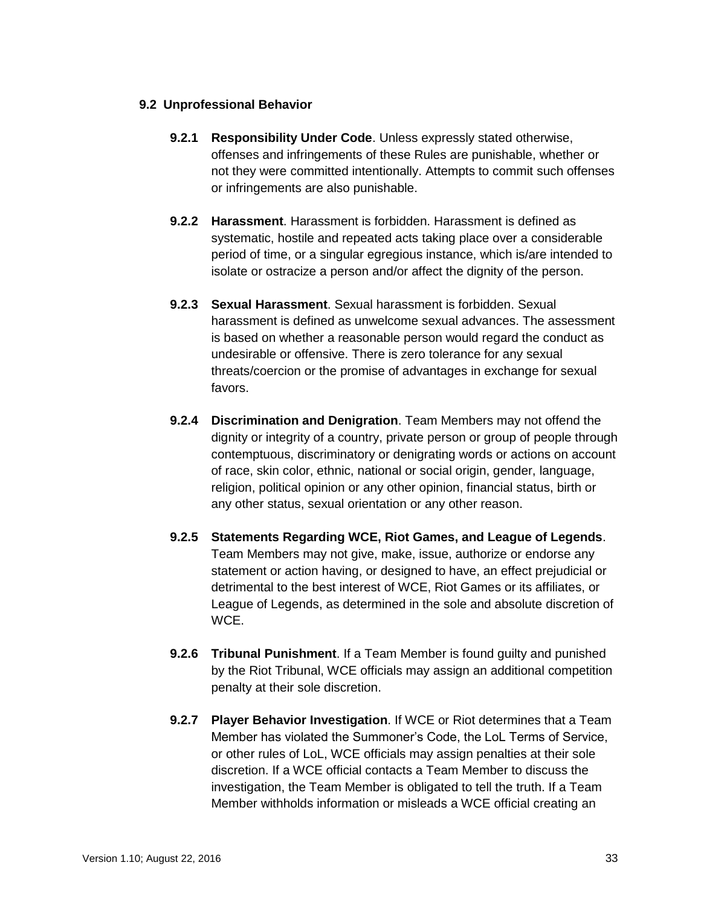### 9.2 Unprofessional Behavior

**9.2.1 Responsibility Under Code**. Unless expressly stated otherwise, offenses and infringements of these Rules are punishable, whether or not they were committed intentionally. Attempts to commit such offenses or infringements are also punishable.

**9.2.2 Harassment**. Harassment is forbidden. Harassment is defined as systematic, hostile and repeated acts taking place over a considerable period of time, or a singular egregious instance, which is/are intended to isolate or ostracize a person and/or affect the dignity of the person.

**9.2.3 Sexual Harassment**. Sexual harassment is forbidden. Sexual harassment is defined as unwelcome sexual advances. The assessment is based on whether a reasonable person would regard the conduct as undesirable or offensive. There is zero tolerance for any sexual threats/coercion or the promise of advantages in exchange for sexual favors.

**9.2.4 Discrimination and Denigration**. Team Members may not offend the dignity or integrity of a country, private person or group of people through contemptuous, discriminatory or denigrating words or actions on account of race, skin color, ethnic, national or social origin, gender, language, religion, political opinion or any other opinion, financial status, birth or any other status, sexual orientation or any other reason.

**9.2.5 Statements Regarding WCE, Riot Games, and League of Legends**. Team Members may not give, make, issue, authorize or endorse any statement or action having, or designed to have, an effect prejudicial or detrimental to the best interest of WCE, Riot Games or its affiliates, or League of Legends, as determined in the sole and absolute discretion of WCE.

**9.2.6 Tribunal Punishment**. If a Team Member is found guilty and punished by the Riot Tribunal, WCE officials may assign an additional competition penalty at their sole discretion.

**9.2.7 Player Behavior Investigation**. If WCE or Riot determines that a Team Member has violated the Summoner's Code, the LoL Terms of Service, or other rules of LoL, WCE officials may assign penalties at their sole discretion. If a WCE official contacts a Team Member to discuss the investigation, the Team Member is obligated to tell the truth. If a Team Member withholds information or misleads a WCE official creating an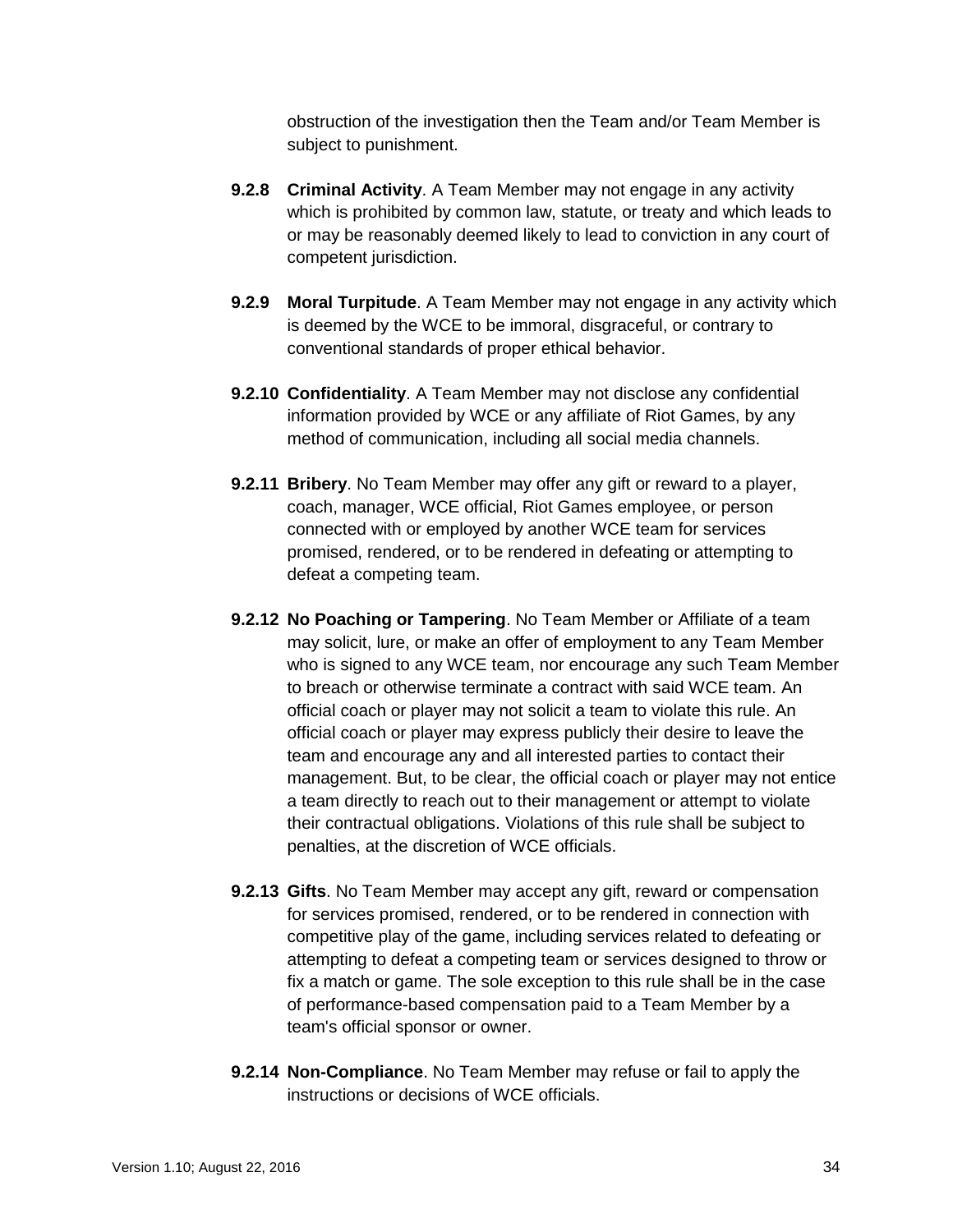obstruction of the investigation then the Team and/or Team Member is subject to punishment.

**9.2.8 Criminal Activity**. A Team Member may not engage in any activity which is prohibited by common law, statute, or treaty and which leads to or may be reasonably deemed likely to lead to conviction in any court of competent jurisdiction.

**9.2.9 Moral Turpitude**. A Team Member may not engage in any activity which is deemed by the WCE to be immoral, disgraceful, or contrary to conventional standards of proper ethical behavior.

**9.2.10 Confidentiality**. A Team Member may not disclose any confidential information provided by WCE or any affiliate of Riot Games, by any method of communication, including all social media channels.

**9.2.11 Bribery**. No Team Member may offer any gift or reward to a player, coach, manager, WCE official, Riot Games employee, or person connected with or employed by another WCE team for services promised, rendered, or to be rendered in defeating or attempting to defeat a competing team.

**9.2.12 No Poaching or Tampering**. No Team Member or Affiliate of a team may solicit, lure, or make an offer of employment to any Team Member who is signed to any WCE team, nor encourage any such Team Member to breach or otherwise terminate a contract with said WCE team. An official coach or player may not solicit a team to violate this rule. An official coach or player may express publicly their desire to leave the team and encourage any and all interested parties to contact their management. But, to be clear, the official coach or player may not entice a team directly to reach out to their management or attempt to violate their contractual obligations. Violations of this rule shall be subject to penalties, at the discretion of WCE officials.

**9.2.13 Gifts**. No Team Member may accept any gift, reward or compensation for services promised, rendered, or to be rendered in connection with competitive play of the game, including services related to defeating or attempting to defeat a competing team or services designed to throw or fix a match or game. The sole exception to this rule shall be in the case of performance-based compensation paid to a Team Member by a team's official sponsor or owner.

**9.2.14 Non-Compliance**. No Team Member may refuse or fail to apply the instructions or decisions of WCE officials.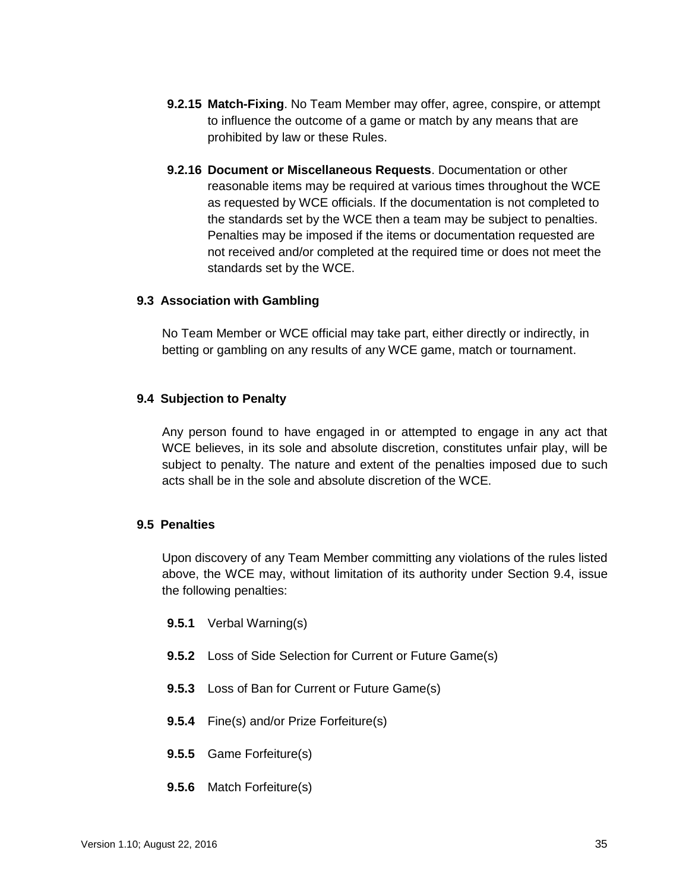**9.2.15 Match-Fixing**. No Team Member may offer, agree, conspire, or attempt to influence the outcome of a game or match by any means that are prohibited by law or these Rules.

**9.2.16 Document or Miscellaneous Requests**. Documentation or other reasonable items may be required at various times throughout the WCE as requested by WCE officials. If the documentation is not completed to the standards set by the WCE then a team may be subject to penalties. Penalties may be imposed if the items or documentation requested are not received and/or completed at the required time or does not meet the standards set by the WCE.

### 9.3 Association with Gambling

No Team Member or WCE official may take part, either directly or indirectly, in betting or gambling on any results of any WCE game, match or tournament.

### 9.4 Subjection to Penalty

Any person found to have engaged in or attempted to engage in any act that WCE believes, in its sole and absolute discretion, constitutes unfair play, will be subject to penalty. The nature and extent of the penalties imposed due to such acts shall be in the sole and absolute discretion of the WCE.

### 9.5 Penalties

Upon discovery of any Team Member committing any violations of the rules listed above, the WCE may, without limitation of its authority under Section 9.4, issue the following penalties:

**9.5.1** Verbal Warning(s)

**9.5.2** Loss of Side Selection for Current or Future Game(s)

**9.5.3** Loss of Ban for Current or Future Game(s)

**9.5.4** Fine(s) and/or Prize Forfeiture(s)

**9.5.5** Game Forfeiture(s)

**9.5.6** Match Forfeiture(s)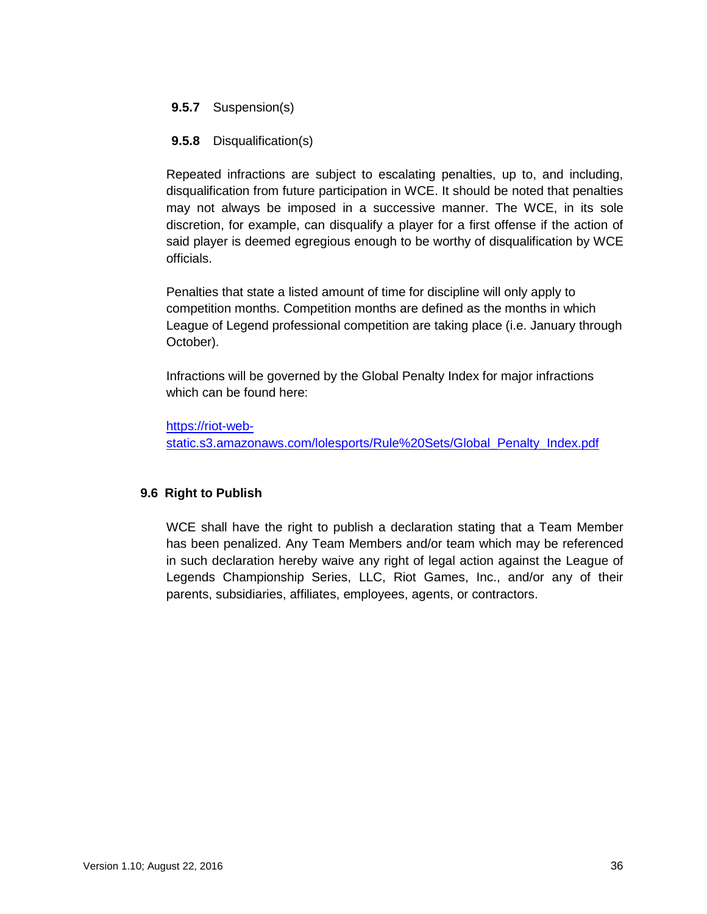**9.5.7** Suspension(s)

**9.5.8** Disqualification(s)

Repeated infractions are subject to escalating penalties, up to, and including, disqualification from future participation in WCE. It should be noted that penalties may not always be imposed in a successive manner. The WCE, in its sole discretion, for example, can disqualify a player for a first offense if the action of said player is deemed egregious enough to be worthy of disqualification by WCE officials.

Penalties that state a listed amount of time for discipline will only apply to competition months. Competition months are defined as the months in which League of Legend professional competition are taking place (i.e. January through October).

Infractions will be governed by the Global Penalty Index for major infractions which can be found here:

https://riot-web-static.s3.amazonaws.com/lolesports/Rule%20Sets/Global_Penalty_Index.pdf

### 9.6 Right to Publish

WCE shall have the right to publish a declaration stating that a Team Member has been penalized. Any Team Members and/or team which may be referenced in such declaration hereby waive any right of legal action against the League of Legends Championship Series, LLC, Riot Games, Inc., and/or any of their parents, subsidiaries, affiliates, employees, agents, or contractors.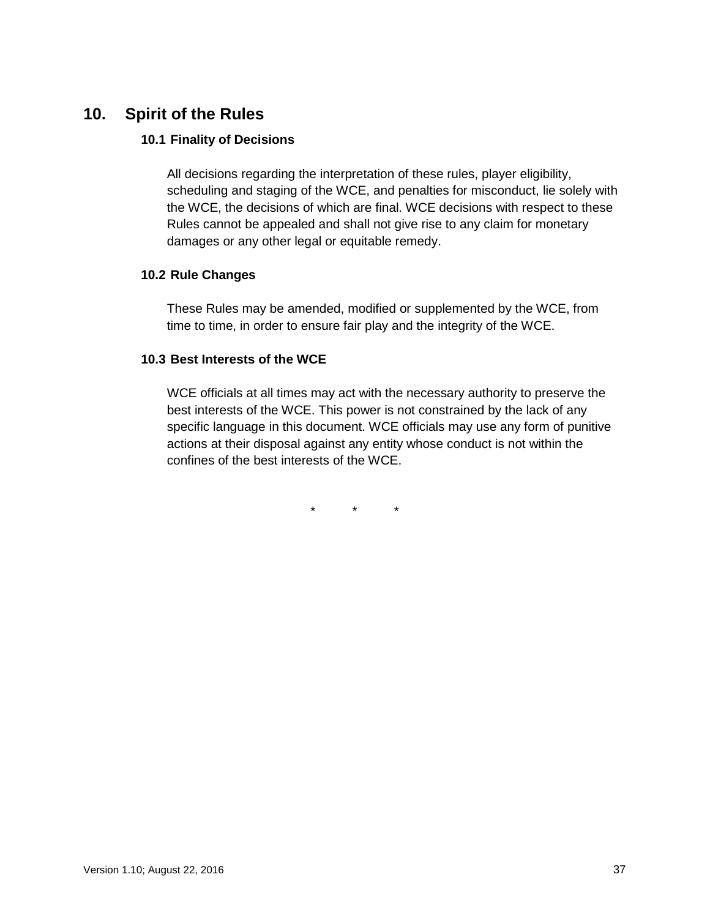## 10. Spirit of the Rules

### 10.1 Finality of Decisions

All decisions regarding the interpretation of these rules, player eligibility, scheduling and staging of the WCE, and penalties for misconduct, lie solely with the WCE, the decisions of which are final. WCE decisions with respect to these Rules cannot be appealed and shall not give rise to any claim for monetary damages or any other legal or equitable remedy.

### 10.2 Rule Changes

These Rules may be amended, modified or supplemented by the WCE, from time to time, in order to ensure fair play and the integrity of the WCE.

### 10.3 Best Interests of the WCE

WCE officials at all times may act with the necessary authority to preserve the best interests of the WCE. This power is not constrained by the lack of any specific language in this document. WCE officials may use any form of punitive actions at their disposal against any entity whose conduct is not within the confines of the best interests of the WCE.

\* \* \*